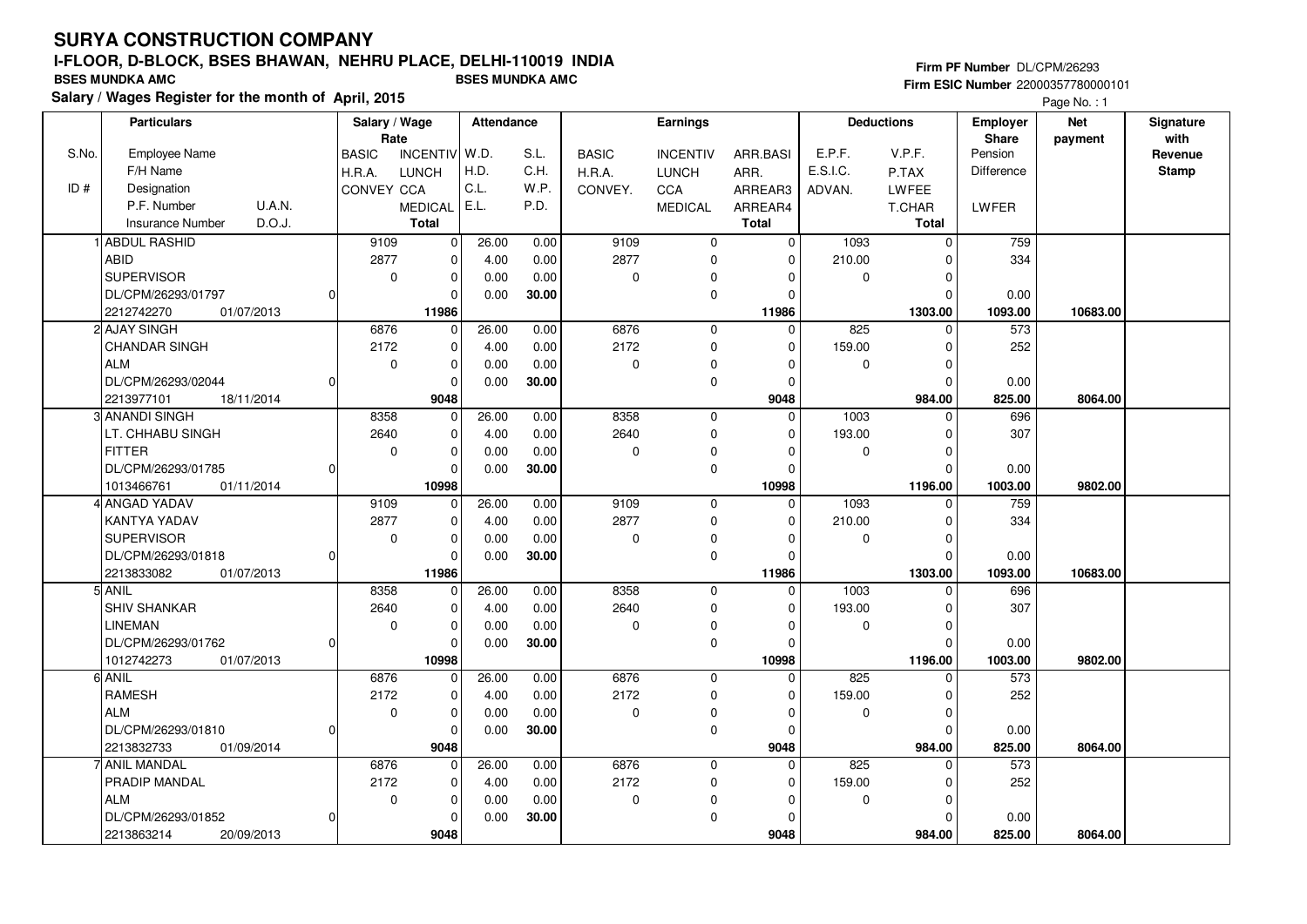# SURYA CONSTRUCTION COMPANY

## I-FLOOR, D-BLOCK, BSES BHAWAN, NEHRU PLACE, DELHI-110019 INDIA

**BSES MUNDKA AMC** **BSES MUNDKA AMC**

**Salary / Wages Register for the month of April, 2015**

**Firm PF Number** DL/CPM/26293

**Firm ESIC Number** 22000357780000101

| | | | | | | | | | | | | | | |
|---|---|---|---|---|---|---|---|---|---|---|---|---|---|---|
| | **Particulars** | | **Salary / Wage Rate** | | **Attendance** | | **Earnings** | | | **Deductions** | | **Employer Share** | **Net payment** | **Signature with Revenue Stamp** |
| S.No. | Employee Name | | BASIC | INCENTIV | W.D. | S.L. | BASIC | INCENTIV | ARR.BASI | E.P.F. | V.P.F. | Pension | | |
| | F/H Name | | H.R.A. | LUNCH | H.D. | C.H. | H.R.A. | LUNCH | ARR. | E.S.I.C. | P.TAX | Difference | | |
| ID # | Designation | | CONVEY | CCA | C.L. | W.P. | CONVEY. | CCA | ARREAR3 | ADVAN. | LWFEE | | | |
| | P.F. Number | U.A.N. | | MEDICAL | E.L. | P.D. | | MEDICAL | ARREAR4 | | T.CHAR | LWFER | | |
| | Insurance Number | D.O.J. | | **Total** | | | | | **Total** | | **Total** | | | |
| 1 | ABDUL RASHID | | 9109 | 0 | 26.00 | 0.00 | 9109 | 0 | 0 | 1093 | 0 | 759 | | |
| | ABID | | 2877 | 0 | 4.00 | 0.00 | 2877 | 0 | 0 | 210.00 | 0 | 334 | | |
| | SUPERVISOR | | 0 | 0 | 0.00 | 0.00 | 0 | 0 | 0 | 0 | 0 | | | |
| | DL/CPM/26293/01797 | 0 | | 0 | 0.00 | **30.00** | | 0 | 0 | | 0 | 0.00 | | |
| | 2212742270 | 01/07/2013 | | **11986** | | | | | **11986** | | **1303.00** | **1093.00** | **10683.00** | |
| 2 | AJAY SINGH | | 6876 | 0 | 26.00 | 0.00 | 6876 | 0 | 0 | 825 | 0 | 573 | | |
| | CHANDAR SINGH | | 2172 | 0 | 4.00 | 0.00 | 2172 | 0 | 0 | 159.00 | 0 | 252 | | |
| | ALM | | 0 | 0 | 0.00 | 0.00 | 0 | 0 | 0 | 0 | 0 | | | |
| | DL/CPM/26293/02044 | 0 | | 0 | 0.00 | **30.00** | | 0 | 0 | | 0 | 0.00 | | |
| | 2213977101 | 18/11/2014 | | **9048** | | | | | **9048** | | **984.00** | **825.00** | **8064.00** | |
| 3 | ANANDI SINGH | | 8358 | 0 | 26.00 | 0.00 | 8358 | 0 | 0 | 1003 | 0 | 696 | | |
| | LT. CHHABU SINGH | | 2640 | 0 | 4.00 | 0.00 | 2640 | 0 | 0 | 193.00 | 0 | 307 | | |
| | FITTER | | 0 | 0 | 0.00 | 0.00 | 0 | 0 | 0 | 0 | 0 | | | |
| | DL/CPM/26293/01785 | 0 | | 0 | 0.00 | **30.00** | | 0 | 0 | | 0 | 0.00 | | |
| | 1013466761 | 01/11/2014 | | **10998** | | | | | **10998** | | **1196.00** | **1003.00** | **9802.00** | |
| 4 | ANGAD YADAV | | 9109 | 0 | 26.00 | 0.00 | 9109 | 0 | 0 | 1093 | 0 | 759 | | |
| | KANTYA YADAV | | 2877 | 0 | 4.00 | 0.00 | 2877 | 0 | 0 | 210.00 | 0 | 334 | | |
| | SUPERVISOR | | 0 | 0 | 0.00 | 0.00 | 0 | 0 | 0 | 0 | 0 | | | |
| | DL/CPM/26293/01818 | 0 | | 0 | 0.00 | **30.00** | | 0 | 0 | | 0 | 0.00 | | |
| | 2213833082 | 01/07/2013 | | **11986** | | | | | **11986** | | **1303.00** | **1093.00** | **10683.00** | |
| 5 | ANIL | | 8358 | 0 | 26.00 | 0.00 | 8358 | 0 | 0 | 1003 | 0 | 696 | | |
| | SHIV SHANKAR | | 2640 | 0 | 4.00 | 0.00 | 2640 | 0 | 0 | 193.00 | 0 | 307 | | |
| | LINEMAN | | 0 | 0 | 0.00 | 0.00 | 0 | 0 | 0 | 0 | 0 | | | |
| | DL/CPM/26293/01762 | 0 | | 0 | 0.00 | **30.00** | | 0 | 0 | | 0 | 0.00 | | |
| | 1012742273 | 01/07/2013 | | **10998** | | | | | **10998** | | **1196.00** | **1003.00** | **9802.00** | |
| 6 | ANIL | | 6876 | 0 | 26.00 | 0.00 | 6876 | 0 | 0 | 825 | 0 | 573 | | |
| | RAMESH | | 2172 | 0 | 4.00 | 0.00 | 2172 | 0 | 0 | 159.00 | 0 | 252 | | |
| | ALM | | 0 | 0 | 0.00 | 0.00 | 0 | 0 | 0 | 0 | 0 | | | |
| | DL/CPM/26293/01810 | 0 | | 0 | 0.00 | **30.00** | | 0 | 0 | | 0 | 0.00 | | |
| | 2213832733 | 01/09/2014 | | **9048** | | | | | **9048** | | **984.00** | **825.00** | **8064.00** | |
| 7 | ANIL MANDAL | | 6876 | 0 | 26.00 | 0.00 | 6876 | 0 | 0 | 825 | 0 | 573 | | |
| | PRADIP MANDAL | | 2172 | 0 | 4.00 | 0.00 | 2172 | 0 | 0 | 159.00 | 0 | 252 | | |
| | ALM | | 0 | 0 | 0.00 | 0.00 | 0 | 0 | 0 | 0 | 0 | | | |
| | DL/CPM/26293/01852 | 0 | | 0 | 0.00 | **30.00** | | 0 | 0 | | 0 | 0.00 | | |
| | 2213863214 | 20/09/2013 | | **9048** | | | | | **9048** | | **984.00** | **825.00** | **8064.00** | |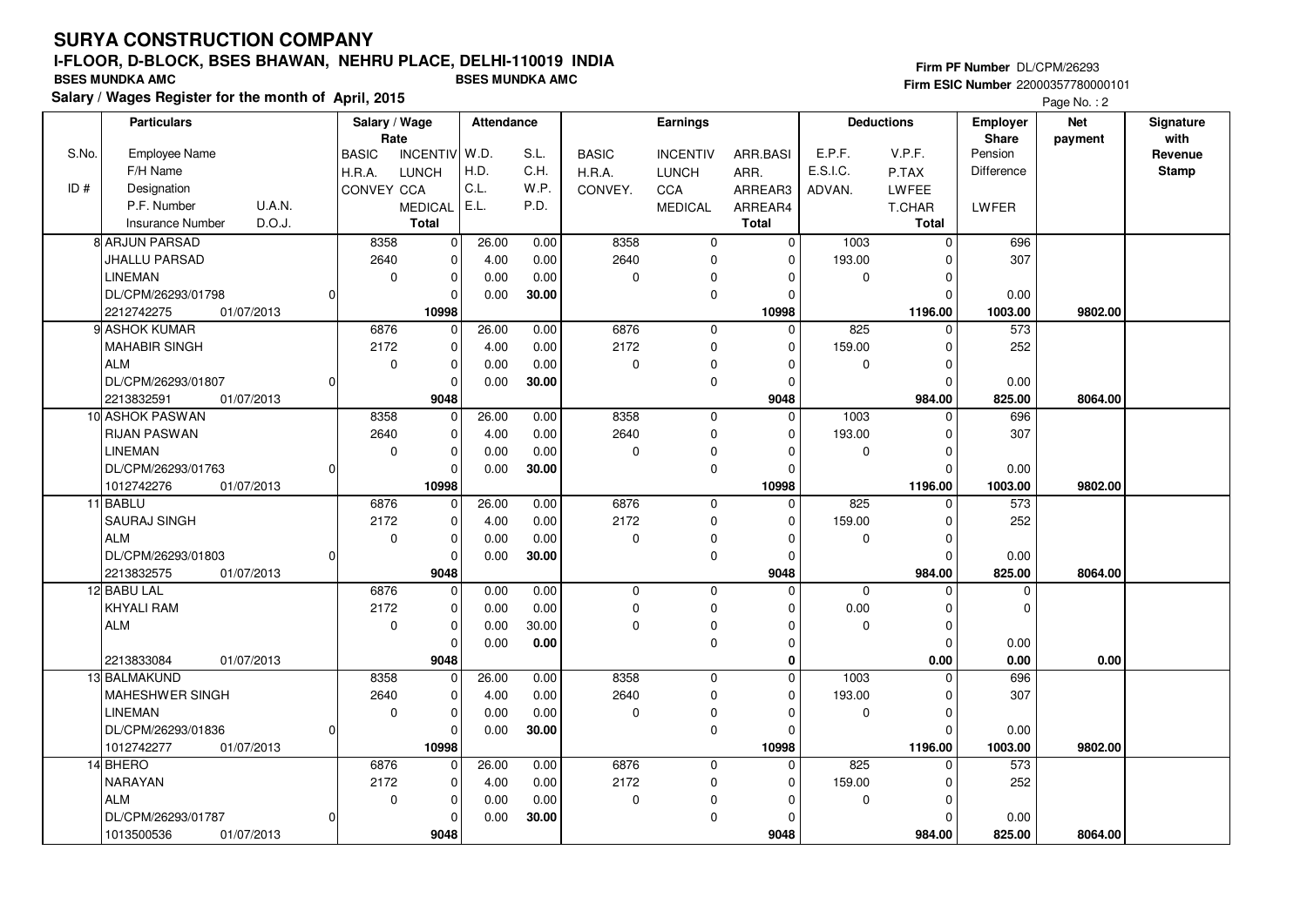# SURYA CONSTRUCTION COMPANY

## I-FLOOR, D-BLOCK, BSES BHAWAN, NEHRU PLACE, DELHI-110019 INDIA

**BSES MUNDKA AMC** **BSES MUNDKA AMC**

**Salary / Wages Register for the month of April, 2015**

**Firm PF Number** DL/CPM/26293
**Firm ESIC Number** 22000357780000101

| S.No. / ID # | Particulars: Employee Name / F/H Name / Designation / P.F. Number / U.A.N. / Insurance Number / D.O.J. | Salary / Wage Rate: BASIC / H.R.A. / CONVEY | Salary / Wage Rate: INCENTIV / LUNCH / CCA / MEDICAL / Total | Attendance: W.D. / H.D. / C.L. / E.L. | Attendance: S.L. / C.H. / W.P. / P.D. | Earnings: BASIC / H.R.A. / CONVEY. | Earnings: INCENTIV / LUNCH / CCA / MEDICAL | Earnings: ARR.BASI / ARR. / ARREAR3 / ARREAR4 / Total | Deductions: E.P.F. / E.S.I.C. / ADVAN. | Deductions: V.P.F. / P.TAX / LWFEE / T.CHAR / Total | Employer Share: Pension / Difference / LWFER | Net payment | Signature with Revenue Stamp |
|---|---|---|---|---|---|---|---|---|---|---|---|---|---|
| 8 | ARJUN PARSAD / JHALLU PARSAD / LINEMAN / DL/CPM/26293/01798 / 0 / 2212742275 / 01/07/2013 | 8358 / 2640 / 0 | 0 / 0 / 0 / 0 / 10998 | 26.00 / 4.00 / 0.00 / 0.00 | 0.00 / 0.00 / 0.00 / 30.00 | 8358 / 2640 / 0 | 0 / 0 / 0 / 0 | 0 / 0 / 0 / 0 / 10998 | 1003 / 193.00 / 0 | 0 / 0 / 0 / 0 / 1196.00 | 696 / 307 / 0.00 / 1003.00 | 9802.00 | |
| 9 | ASHOK KUMAR / MAHABIR SINGH / ALM / DL/CPM/26293/01807 / 0 / 2213832591 / 01/07/2013 | 6876 / 2172 / 0 | 0 / 0 / 0 / 0 / 9048 | 26.00 / 4.00 / 0.00 / 0.00 | 0.00 / 0.00 / 0.00 / 30.00 | 6876 / 2172 / 0 | 0 / 0 / 0 / 0 | 0 / 0 / 0 / 0 / 9048 | 825 / 159.00 / 0 | 0 / 0 / 0 / 0 / 984.00 | 573 / 252 / 0.00 / 825.00 | 8064.00 | |
| 10 | ASHOK PASWAN / RIJAN PASWAN / LINEMAN / DL/CPM/26293/01763 / 0 / 1012742276 / 01/07/2013 | 8358 / 2640 / 0 | 0 / 0 / 0 / 0 / 10998 | 26.00 / 4.00 / 0.00 / 0.00 | 0.00 / 0.00 / 0.00 / 30.00 | 8358 / 2640 / 0 | 0 / 0 / 0 / 0 | 0 / 0 / 0 / 0 / 10998 | 1003 / 193.00 / 0 | 0 / 0 / 0 / 0 / 1196.00 | 696 / 307 / 0.00 / 1003.00 | 9802.00 | |
| 11 | BABLU / SAURAJ SINGH / ALM / DL/CPM/26293/01803 / 0 / 2213832575 / 01/07/2013 | 6876 / 2172 / 0 | 0 / 0 / 0 / 0 / 9048 | 26.00 / 4.00 / 0.00 / 0.00 | 0.00 / 0.00 / 0.00 / 30.00 | 6876 / 2172 / 0 | 0 / 0 / 0 / 0 | 0 / 0 / 0 / 0 / 9048 | 825 / 159.00 / 0 | 0 / 0 / 0 / 0 / 984.00 | 573 / 252 / 0.00 / 825.00 | 8064.00 | |
| 12 | BABU LAL / KHYALI RAM / ALM / 2213833084 / 01/07/2013 | 6876 / 2172 / 0 | 0 / 0 / 0 / 0 / 9048 | 0.00 / 0.00 / 0.00 / 0.00 | 0.00 / 0.00 / 30.00 / 0.00 | 0 / 0 / 0 | 0 / 0 / 0 / 0 | 0 / 0 / 0 / 0 / 0 | 0 / 0.00 / 0 | 0 / 0 / 0 / 0 / 0.00 | 0 / 0 / 0.00 / 0.00 | 0.00 | |
| 13 | BALMAKUND / MAHESHWER SINGH / LINEMAN / DL/CPM/26293/01836 / 0 / 1012742277 / 01/07/2013 | 8358 / 2640 / 0 | 0 / 0 / 0 / 0 / 10998 | 26.00 / 4.00 / 0.00 / 0.00 | 0.00 / 0.00 / 0.00 / 30.00 | 8358 / 2640 / 0 | 0 / 0 / 0 / 0 | 0 / 0 / 0 / 0 / 10998 | 1003 / 193.00 / 0 | 0 / 0 / 0 / 0 / 1196.00 | 696 / 307 / 0.00 / 1003.00 | 9802.00 | |
| 14 | BHERO / NARAYAN / ALM / DL/CPM/26293/01787 / 0 / 1013500536 / 01/07/2013 | 6876 / 2172 / 0 | 0 / 0 / 0 / 0 / 9048 | 26.00 / 4.00 / 0.00 / 0.00 | 0.00 / 0.00 / 0.00 / 30.00 | 6876 / 2172 / 0 | 0 / 0 / 0 / 0 | 0 / 0 / 0 / 0 / 9048 | 825 / 159.00 / 0 | 0 / 0 / 0 / 0 / 984.00 | 573 / 252 / 0.00 / 825.00 | 8064.00 | |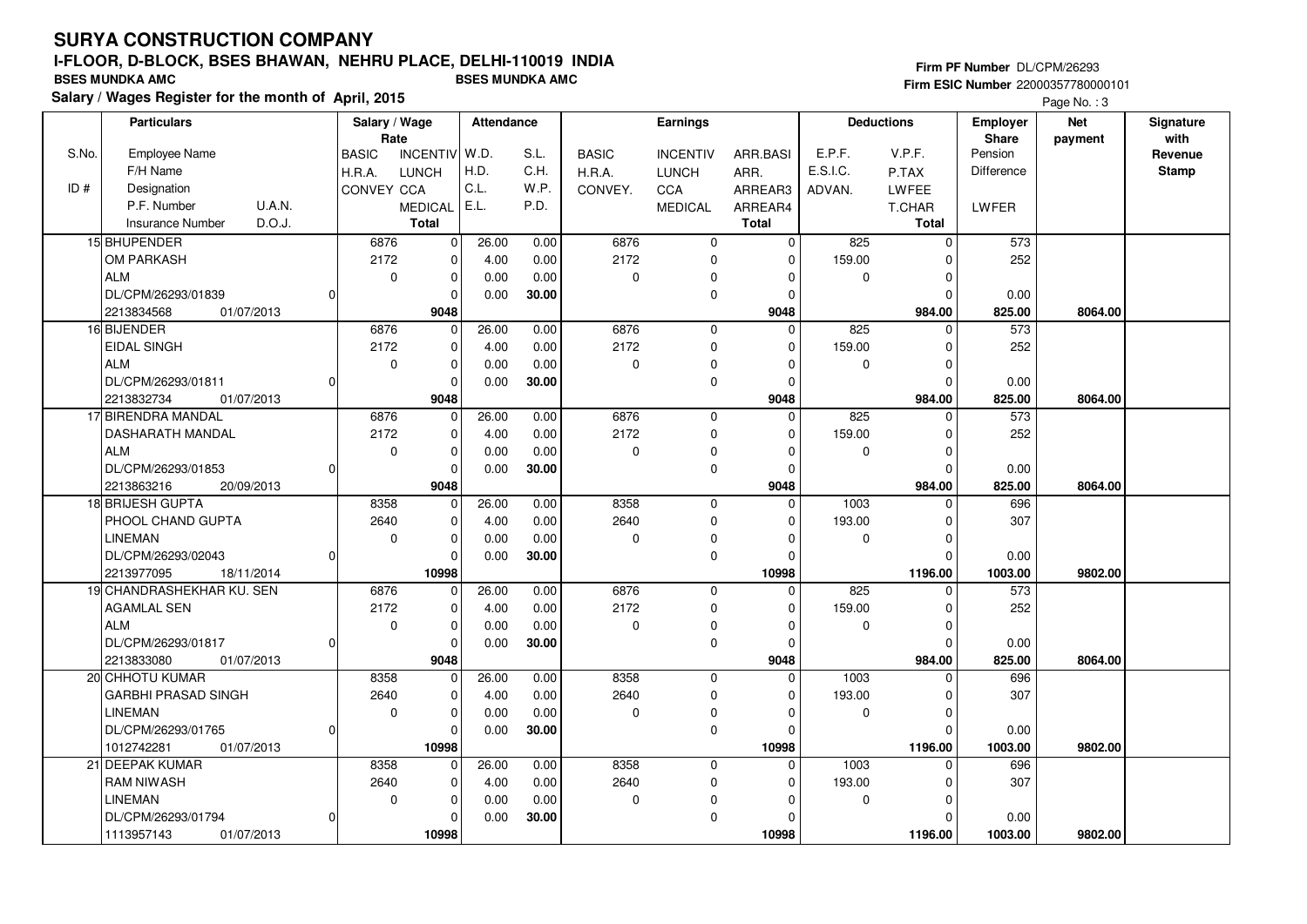# SURYA CONSTRUCTION COMPANY

**I-FLOOR, D-BLOCK, BSES BHAWAN, NEHRU PLACE, DELHI-110019 INDIA**

**BSES MUNDKA AMC** **BSES MUNDKA AMC**

**Salary / Wages Register for the month of April, 2015**

**Firm PF Number** DL/CPM/26293

**Firm ESIC Number** 22000357780000101

| S.No. / ID # | Employee Name / F/H Name / Designation / P.F. Number / U.A.N. / Insurance Number / D.O.J. | Salary / Wage Rate: BASIC / H.R.A. / CONVEY / | INCENTIV / LUNCH / CCA / MEDICAL / Total | Attendance: W.D. / H.D. / C.L. / E.L. | S.L. / C.H. / W.P. / P.D. | Earnings: BASIC / H.R.A. / CONVEY. | INCENTIV / LUNCH / CCA / MEDICAL | ARR.BASI / ARR. / ARREAR3 / ARREAR4 / Total | Deductions: E.P.F. / E.S.I.C. / ADVAN. | V.P.F. / P.TAX / LWFEE / T.CHAR / Total | Employer Share: Pension / Difference / LWFER | Net payment | Signature with Revenue Stamp |
|---|---|---|---|---|---|---|---|---|---|---|---|---|---|
| 15 | BHUPENDER | 6876 | 0 | 26.00 | 0.00 | 6876 | 0 | 0 | 825 | 0 | 573 | | |
| | OM PARKASH | 2172 | 0 | 4.00 | 0.00 | 2172 | 0 | 0 | 159.00 | 0 | 252 | | |
| | ALM | 0 | 0 | 0.00 | 0.00 | 0 | 0 | 0 | 0 | 0 | | | |
| | DL/CPM/26293/01839 0 | | 0 | 0.00 | 30.00 | | 0 | 0 | | 0 | 0.00 | | |
| | 2213834568 01/07/2013 | | 9048 | | | | | 9048 | | 984.00 | 825.00 | 8064.00 | |
| 16 | BIJENDER | 6876 | 0 | 26.00 | 0.00 | 6876 | 0 | 0 | 825 | 0 | 573 | | |
| | EIDAL SINGH | 2172 | 0 | 4.00 | 0.00 | 2172 | 0 | 0 | 159.00 | 0 | 252 | | |
| | ALM | 0 | 0 | 0.00 | 0.00 | 0 | 0 | 0 | 0 | 0 | | | |
| | DL/CPM/26293/01811 0 | | 0 | 0.00 | 30.00 | | 0 | 0 | | 0 | 0.00 | | |
| | 2213832734 01/07/2013 | | 9048 | | | | | 9048 | | 984.00 | 825.00 | 8064.00 | |
| 17 | BIRENDRA MANDAL | 6876 | 0 | 26.00 | 0.00 | 6876 | 0 | 0 | 825 | 0 | 573 | | |
| | DASHARATH MANDAL | 2172 | 0 | 4.00 | 0.00 | 2172 | 0 | 0 | 159.00 | 0 | 252 | | |
| | ALM | 0 | 0 | 0.00 | 0.00 | 0 | 0 | 0 | 0 | 0 | | | |
| | DL/CPM/26293/01853 0 | | 0 | 0.00 | 30.00 | | 0 | 0 | | 0 | 0.00 | | |
| | 2213863216 20/09/2013 | | 9048 | | | | | 9048 | | 984.00 | 825.00 | 8064.00 | |
| 18 | BRIJESH GUPTA | 8358 | 0 | 26.00 | 0.00 | 8358 | 0 | 0 | 1003 | 0 | 696 | | |
| | PHOOL CHAND GUPTA | 2640 | 0 | 4.00 | 0.00 | 2640 | 0 | 0 | 193.00 | 0 | 307 | | |
| | LINEMAN | 0 | 0 | 0.00 | 0.00 | 0 | 0 | 0 | 0 | 0 | | | |
| | DL/CPM/26293/02043 0 | | 0 | 0.00 | 30.00 | | 0 | 0 | | 0 | 0.00 | | |
| | 2213977095 18/11/2014 | | 10998 | | | | | 10998 | | 1196.00 | 1003.00 | 9802.00 | |
| 19 | CHANDRASHEKHAR KU. SEN | 6876 | 0 | 26.00 | 0.00 | 6876 | 0 | 0 | 825 | 0 | 573 | | |
| | AGAMLAL SEN | 2172 | 0 | 4.00 | 0.00 | 2172 | 0 | 0 | 159.00 | 0 | 252 | | |
| | ALM | 0 | 0 | 0.00 | 0.00 | 0 | 0 | 0 | 0 | 0 | | | |
| | DL/CPM/26293/01817 0 | | 0 | 0.00 | 30.00 | | 0 | 0 | | 0 | 0.00 | | |
| | 2213833080 01/07/2013 | | 9048 | | | | | 9048 | | 984.00 | 825.00 | 8064.00 | |
| 20 | CHHOTU KUMAR | 8358 | 0 | 26.00 | 0.00 | 8358 | 0 | 0 | 1003 | 0 | 696 | | |
| | GARBHI PRASAD SINGH | 2640 | 0 | 4.00 | 0.00 | 2640 | 0 | 0 | 193.00 | 0 | 307 | | |
| | LINEMAN | 0 | 0 | 0.00 | 0.00 | 0 | 0 | 0 | 0 | 0 | | | |
| | DL/CPM/26293/01765 0 | | 0 | 0.00 | 30.00 | | 0 | 0 | | 0 | 0.00 | | |
| | 1012742281 01/07/2013 | | 10998 | | | | | 10998 | | 1196.00 | 1003.00 | 9802.00 | |
| 21 | DEEPAK KUMAR | 8358 | 0 | 26.00 | 0.00 | 8358 | 0 | 0 | 1003 | 0 | 696 | | |
| | RAM NIWASH | 2640 | 0 | 4.00 | 0.00 | 2640 | 0 | 0 | 193.00 | 0 | 307 | | |
| | LINEMAN | 0 | 0 | 0.00 | 0.00 | 0 | 0 | 0 | 0 | 0 | | | |
| | DL/CPM/26293/01794 0 | | 0 | 0.00 | 30.00 | | 0 | 0 | | 0 | 0.00 | | |
| | 1113957143 01/07/2013 | | 10998 | | | | | 10998 | | 1196.00 | 1003.00 | 9802.00 | |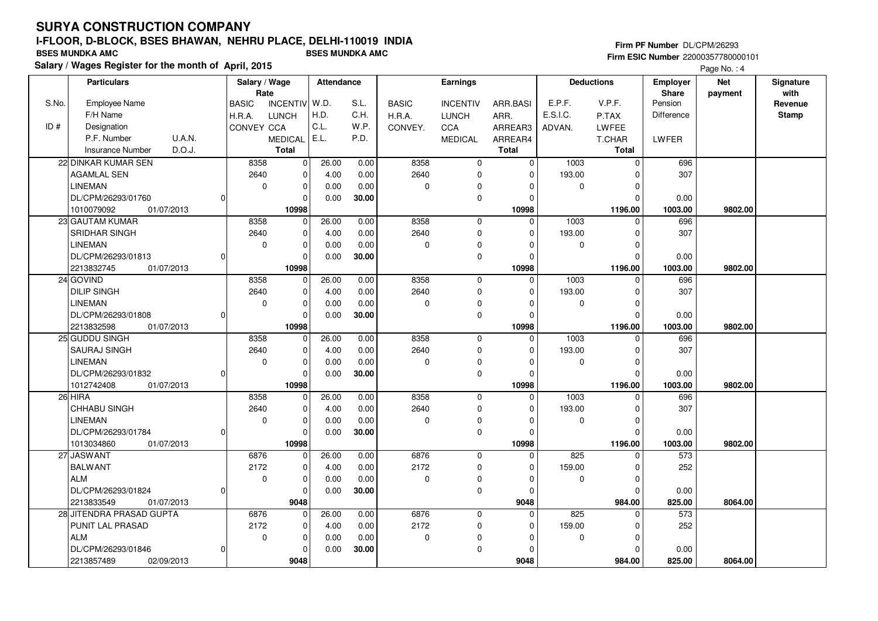# SURYA CONSTRUCTION COMPANY

## I-FLOOR, D-BLOCK, BSES BHAWAN, NEHRU PLACE, DELHI-110019 INDIA

**BSES MUNDKA AMC** BSES MUNDKA AMC

**Salary / Wages Register for the month of April, 2015**

Firm PF Number DL/CPM/26293
Firm ESIC Number 22000357780000101

| S.No. / ID # | Particulars: Employee Name / F/H Name / Designation / P.F. Number, U.A.N. / Insurance Number, D.O.J. | Salary / Wage Rate: BASIC / H.R.A. / CONVEY | Salary / Wage Rate: INCENTIV / LUNCH / CCA / MEDICAL / Total | Attendance: W.D. / H.D. / C.L. / E.L. | Attendance: S.L. / C.H. / W.P. / P.D. | Earnings: BASIC / H.R.A. / CONVEY. | Earnings: INCENTIV / LUNCH / CCA / MEDICAL | Earnings: ARR.BASI / ARR. / ARREAR3 / ARREAR4 / Total | Deductions: E.P.F. / E.S.I.C. / ADVAN. | Deductions: V.P.F. / P.TAX / LWFEE / T.CHAR / Total | Employer Share: Pension / Difference / LWFER | Net payment | Signature with Revenue Stamp |
|---|---|---|---|---|---|---|---|---|---|---|---|---|---|
| 22 | DINKAR KUMAR SEN / AGAMLAL SEN / LINEMAN / DL/CPM/26293/01760, 0 / 1010079092, 01/07/2013 | 8358 / 2640 / 0 | 0 / 0 / 0 / 0 / 10998 | 26.00 / 4.00 / 0.00 / 0.00 | 0.00 / 0.00 / 0.00 / 30.00 | 8358 / 2640 / 0 | 0 / 0 / 0 / 0 | 0 / 0 / 0 / 0 / 10998 | 1003 / 193.00 / 0 | 0 / 0 / 0 / 0 / 1196.00 | 696 / 307 / 0.00 / 1003.00 | 9802.00 | |
| 23 | GAUTAM KUMAR / SRIDHAR SINGH / LINEMAN / DL/CPM/26293/01813, 0 / 2213832745, 01/07/2013 | 8358 / 2640 / 0 | 0 / 0 / 0 / 0 / 10998 | 26.00 / 4.00 / 0.00 / 0.00 | 0.00 / 0.00 / 0.00 / 30.00 | 8358 / 2640 / 0 | 0 / 0 / 0 / 0 | 0 / 0 / 0 / 0 / 10998 | 1003 / 193.00 / 0 | 0 / 0 / 0 / 0 / 1196.00 | 696 / 307 / 0.00 / 1003.00 | 9802.00 | |
| 24 | GOVIND / DILIP SINGH / LINEMAN / DL/CPM/26293/01808, 0 / 2213832598, 01/07/2013 | 8358 / 2640 / 0 | 0 / 0 / 0 / 0 / 10998 | 26.00 / 4.00 / 0.00 / 0.00 | 0.00 / 0.00 / 0.00 / 30.00 | 8358 / 2640 / 0 | 0 / 0 / 0 / 0 | 0 / 0 / 0 / 0 / 10998 | 1003 / 193.00 / 0 | 0 / 0 / 0 / 0 / 1196.00 | 696 / 307 / 0.00 / 1003.00 | 9802.00 | |
| 25 | GUDDU SINGH / SAURAJ SINGH / LINEMAN / DL/CPM/26293/01832, 0 / 1012742408, 01/07/2013 | 8358 / 2640 / 0 | 0 / 0 / 0 / 0 / 10998 | 26.00 / 4.00 / 0.00 / 0.00 | 0.00 / 0.00 / 0.00 / 30.00 | 8358 / 2640 / 0 | 0 / 0 / 0 / 0 | 0 / 0 / 0 / 0 / 10998 | 1003 / 193.00 / 0 | 0 / 0 / 0 / 0 / 1196.00 | 696 / 307 / 0.00 / 1003.00 | 9802.00 | |
| 26 | HIRA / CHHABU SINGH / LINEMAN / DL/CPM/26293/01784, 0 / 1013034860, 01/07/2013 | 8358 / 2640 / 0 | 0 / 0 / 0 / 0 / 10998 | 26.00 / 4.00 / 0.00 / 0.00 | 0.00 / 0.00 / 0.00 / 30.00 | 8358 / 2640 / 0 | 0 / 0 / 0 / 0 | 0 / 0 / 0 / 0 / 10998 | 1003 / 193.00 / 0 | 0 / 0 / 0 / 0 / 1196.00 | 696 / 307 / 0.00 / 1003.00 | 9802.00 | |
| 27 | JASWANT / BALWANT / ALM / DL/CPM/26293/01824, 0 / 2213833549, 01/07/2013 | 6876 / 2172 / 0 | 0 / 0 / 0 / 0 / 9048 | 26.00 / 4.00 / 0.00 / 0.00 | 0.00 / 0.00 / 0.00 / 30.00 | 6876 / 2172 / 0 | 0 / 0 / 0 / 0 | 0 / 0 / 0 / 0 / 9048 | 825 / 159.00 / 0 | 0 / 0 / 0 / 0 / 984.00 | 573 / 252 / 0.00 / 825.00 | 8064.00 | |
| 28 | JITENDRA PRASAD GUPTA / PUNIT LAL PRASAD / ALM / DL/CPM/26293/01846, 0 / 2213857489, 02/09/2013 | 6876 / 2172 / 0 | 0 / 0 / 0 / 0 / 9048 | 26.00 / 4.00 / 0.00 / 0.00 | 0.00 / 0.00 / 0.00 / 30.00 | 6876 / 2172 / 0 | 0 / 0 / 0 / 0 | 0 / 0 / 0 / 0 / 9048 | 825 / 159.00 / 0 | 0 / 0 / 0 / 0 / 984.00 | 573 / 252 / 0.00 / 825.00 | 8064.00 | |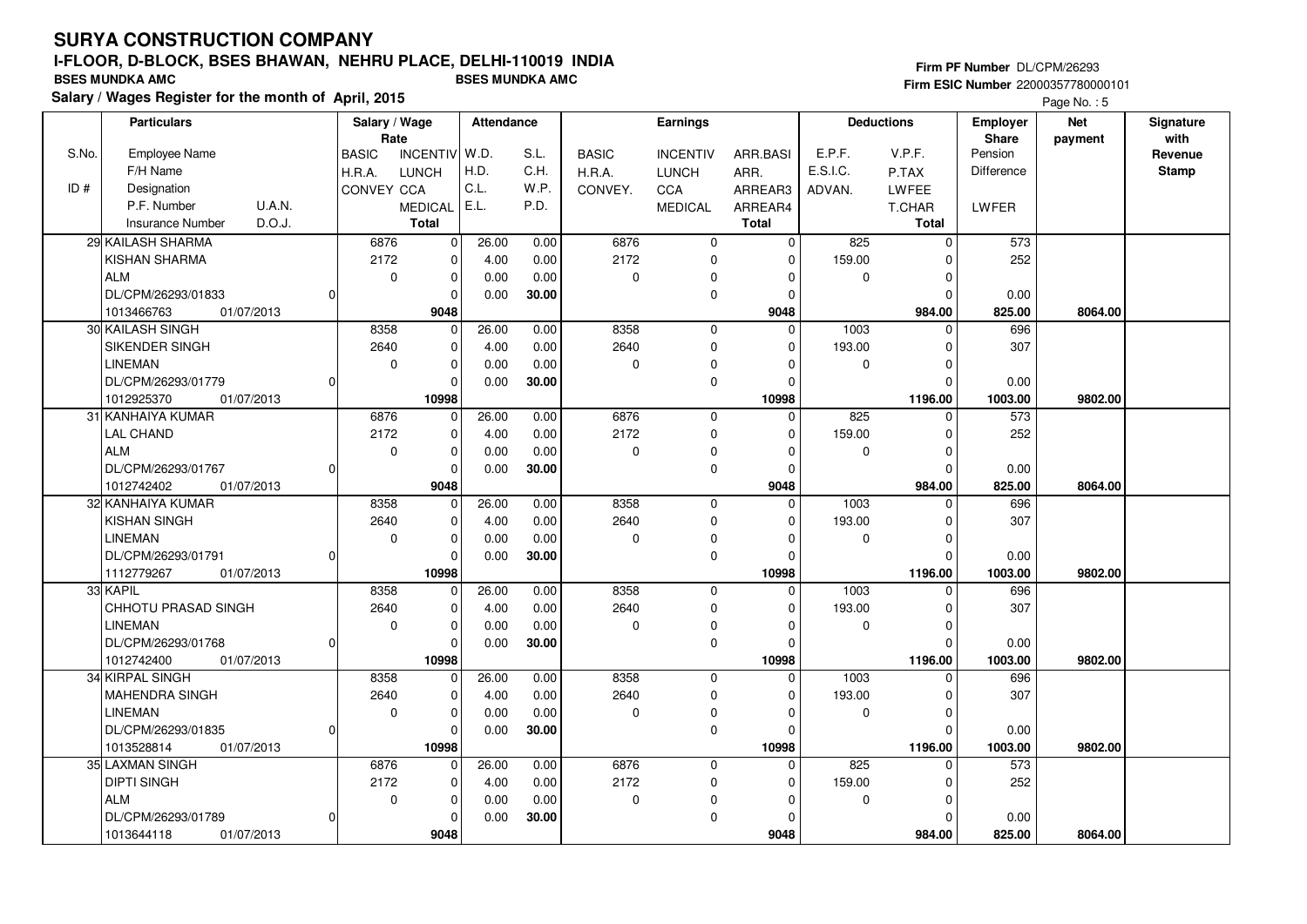# SURYA CONSTRUCTION COMPANY

## I-FLOOR, D-BLOCK, BSES BHAWAN, NEHRU PLACE, DELHI-110019 INDIA

BSES MUNDKA AMC — BSES MUNDKA AMC

Firm PF Number DL/CPM/26293

Firm ESIC Number 22000357780000101

**Salary / Wages Register for the month of April, 2015**

| S.No. / ID # | Particulars (Employee Name / F/H Name / Designation / P.F. Number / U.A.N. / Insurance Number / D.O.J.) | Salary / Wage Rate (BASIC / H.R.A. / CONVEY) | Salary / Wage Rate (INCENTIV / LUNCH / CCA / MEDICAL / Total) | Attendance (W.D. / H.D. / C.L. / E.L.) | Attendance (S.L. / C.H. / W.P. / P.D.) | Earnings (BASIC / H.R.A. / CONVEY.) | Earnings (INCENTIV / LUNCH / CCA / MEDICAL) | Earnings (ARR.BASI / ARR. / ARREAR3 / ARREAR4 / Total) | Deductions (E.P.F. / E.S.I.C. / ADVAN.) | Deductions (V.P.F. / P.TAX / LWFEE / T.CHAR / Total) | Employer Share (Pension / Difference / LWFER) | Net payment | Signature with Revenue Stamp |
|---|---|---|---|---|---|---|---|---|---|---|---|---|---|
| 29 | KAILASH SHARMA / KISHAN SHARMA / ALM / DL/CPM/26293/01833 / 0 / 1013466763 / 01/07/2013 | 6876 / 2172 / 0 | 0 / 0 / 0 / 0 / 9048 | 26.00 / 4.00 / 0.00 / 0.00 | 0.00 / 0.00 / 0.00 / 30.00 | 6876 / 2172 / 0 | 0 / 0 / 0 / 0 | 0 / 0 / 0 / 0 / 9048 | 825 / 159.00 / 0 | 0 / 0 / 0 / 0 / 984.00 | 573 / 252 / 0.00 / 825.00 | 8064.00 | |
| 30 | KAILASH SINGH / SIKENDER SINGH / LINEMAN / DL/CPM/26293/01779 / 0 / 1012925370 / 01/07/2013 | 8358 / 2640 / 0 | 0 / 0 / 0 / 0 / 10998 | 26.00 / 4.00 / 0.00 / 0.00 | 0.00 / 0.00 / 0.00 / 30.00 | 8358 / 2640 / 0 | 0 / 0 / 0 / 0 | 0 / 0 / 0 / 0 / 10998 | 1003 / 193.00 / 0 | 0 / 0 / 0 / 0 / 1196.00 | 696 / 307 / 0.00 / 1003.00 | 9802.00 | |
| 31 | KANHAIYA KUMAR / LAL CHAND / ALM / DL/CPM/26293/01767 / 0 / 1012742402 / 01/07/2013 | 6876 / 2172 / 0 | 0 / 0 / 0 / 0 / 9048 | 26.00 / 4.00 / 0.00 / 0.00 | 0.00 / 0.00 / 0.00 / 30.00 | 6876 / 2172 / 0 | 0 / 0 / 0 / 0 | 0 / 0 / 0 / 0 / 9048 | 825 / 159.00 / 0 | 0 / 0 / 0 / 0 / 984.00 | 573 / 252 / 0.00 / 825.00 | 8064.00 | |
| 32 | KANHAIYA KUMAR / KISHAN SINGH / LINEMAN / DL/CPM/26293/01791 / 0 / 1112779267 / 01/07/2013 | 8358 / 2640 / 0 | 0 / 0 / 0 / 0 / 10998 | 26.00 / 4.00 / 0.00 / 0.00 | 0.00 / 0.00 / 0.00 / 30.00 | 8358 / 2640 / 0 | 0 / 0 / 0 / 0 | 0 / 0 / 0 / 0 / 10998 | 1003 / 193.00 / 0 | 0 / 0 / 0 / 0 / 1196.00 | 696 / 307 / 0.00 / 1003.00 | 9802.00 | |
| 33 | KAPIL / CHHOTU PRASAD SINGH / LINEMAN / DL/CPM/26293/01768 / 0 / 1012742400 / 01/07/2013 | 8358 / 2640 / 0 | 0 / 0 / 0 / 0 / 10998 | 26.00 / 4.00 / 0.00 / 0.00 | 0.00 / 0.00 / 0.00 / 30.00 | 8358 / 2640 / 0 | 0 / 0 / 0 / 0 | 0 / 0 / 0 / 0 / 10998 | 1003 / 193.00 / 0 | 0 / 0 / 0 / 0 / 1196.00 | 696 / 307 / 0.00 / 1003.00 | 9802.00 | |
| 34 | KIRPAL SINGH / MAHENDRA SINGH / LINEMAN / DL/CPM/26293/01835 / 0 / 1013528814 / 01/07/2013 | 8358 / 2640 / 0 | 0 / 0 / 0 / 0 / 10998 | 26.00 / 4.00 / 0.00 / 0.00 | 0.00 / 0.00 / 0.00 / 30.00 | 8358 / 2640 / 0 | 0 / 0 / 0 / 0 | 0 / 0 / 0 / 0 / 10998 | 1003 / 193.00 / 0 | 0 / 0 / 0 / 0 / 1196.00 | 696 / 307 / 0.00 / 1003.00 | 9802.00 | |
| 35 | LAXMAN SINGH / DIPTI SINGH / ALM / DL/CPM/26293/01789 / 0 / 1013644118 / 01/07/2013 | 6876 / 2172 / 0 | 0 / 0 / 0 / 0 / 9048 | 26.00 / 4.00 / 0.00 / 0.00 | 0.00 / 0.00 / 0.00 / 30.00 | 6876 / 2172 / 0 | 0 / 0 / 0 / 0 | 0 / 0 / 0 / 0 / 9048 | 825 / 159.00 / 0 | 0 / 0 / 0 / 0 / 984.00 | 573 / 252 / 0.00 / 825.00 | 8064.00 | |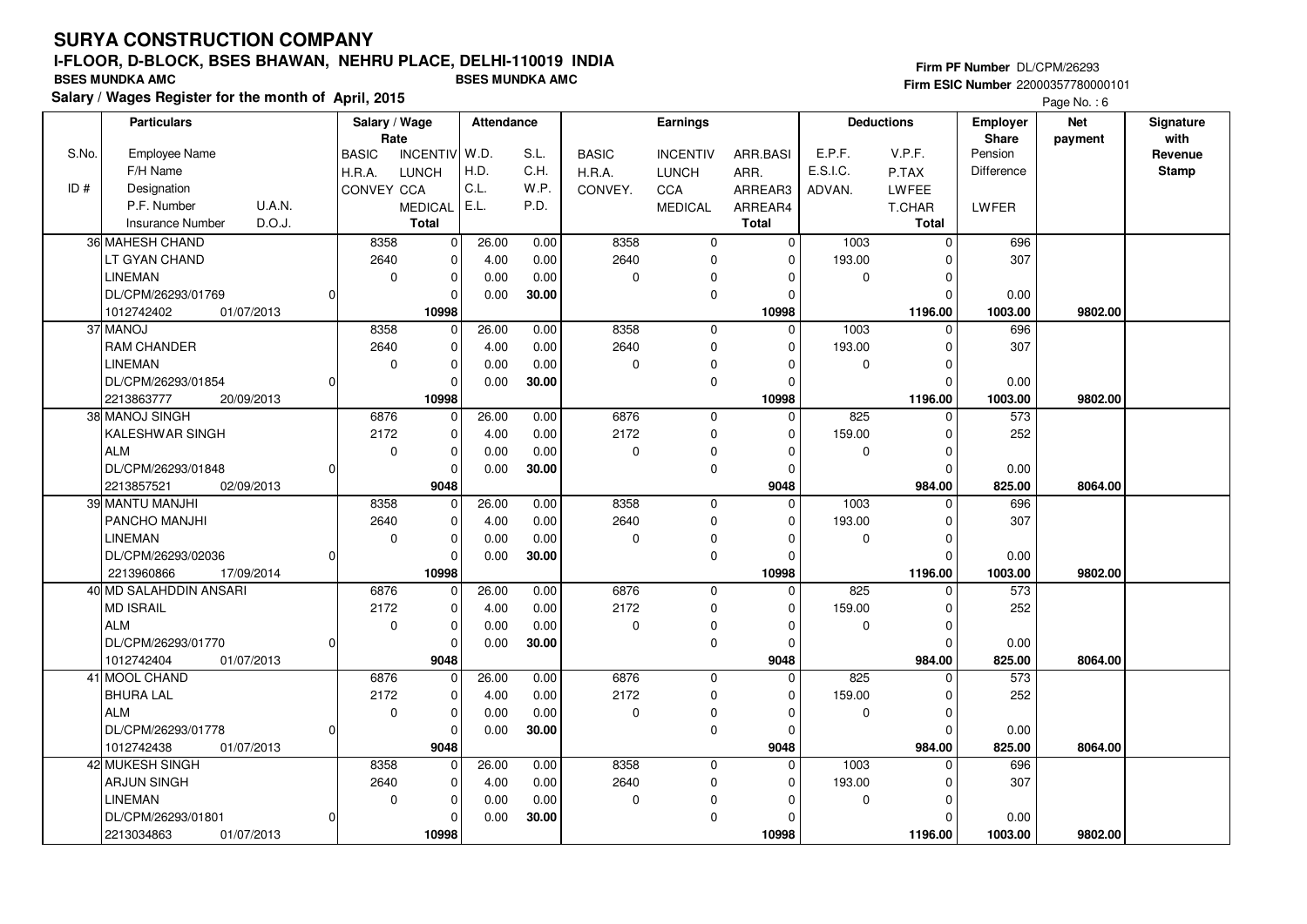# SURYA CONSTRUCTION COMPANY

## I-FLOOR, D-BLOCK, BSES BHAWAN, NEHRU PLACE, DELHI-110019 INDIA

**BSES MUNDKA AMC** BSES MUNDKA AMC

**Salary / Wages Register for the month of April, 2015**

Firm PF Number DL/CPM/26293
Firm ESIC Number 22000357780000101

Page No. : 6

| S.No. / ID # | Particulars: Employee Name / F/H Name / Designation / P.F. Number / U.A.N. / Insurance Number / D.O.J. | Salary / Wage Rate: BASIC / H.R.A. / CONVEY | INCENTIV / LUNCH / CCA / MEDICAL / Total | Attendance: W.D. / H.D. / C.L. / E.L. | S.L. / C.H. / W.P. / P.D. | Earnings: BASIC / H.R.A. / CONVEY. | INCENTIV / LUNCH / CCA / MEDICAL | ARR.BASI / ARR. / ARREAR3 / ARREAR4 / Total | Deductions: E.P.F. / E.S.I.C. / ADVAN. | V.P.F. / P.TAX / LWFEE / T.CHAR / Total | Employer Share: Pension / Difference / LWFER | Net payment | Signature with Revenue Stamp |
|---|---|---|---|---|---|---|---|---|---|---|---|---|---|
| 36 | MAHESH CHAND / LT GYAN CHAND / LINEMAN / DL/CPM/26293/01769 / 0 / 1012742402 / 01/07/2013 | 8358 / 2640 / 0 | 0 / 0 / 0 / 0 / **10998** | 26.00 / 4.00 / 0.00 / 0.00 | 0.00 / 0.00 / 0.00 / **30.00** | 8358 / 2640 / 0 | 0 / 0 / 0 / 0 | 0 / 0 / 0 / 0 / **10998** | 1003 / 193.00 / 0 | 0 / 0 / 0 / 0 / **1196.00** | 696 / 307 / 0.00 / **1003.00** | **9802.00** | |
| 37 | MANOJ / RAM CHANDER / LINEMAN / DL/CPM/26293/01854 / 0 / 2213863777 / 20/09/2013 | 8358 / 2640 / 0 | 0 / 0 / 0 / 0 / **10998** | 26.00 / 4.00 / 0.00 / 0.00 | 0.00 / 0.00 / 0.00 / **30.00** | 8358 / 2640 / 0 | 0 / 0 / 0 / 0 | 0 / 0 / 0 / 0 / **10998** | 1003 / 193.00 / 0 | 0 / 0 / 0 / 0 / **1196.00** | 696 / 307 / 0.00 / **1003.00** | **9802.00** | |
| 38 | MANOJ SINGH / KALESHWAR SINGH / ALM / DL/CPM/26293/01848 / 0 / 2213857521 / 02/09/2013 | 6876 / 2172 / 0 | 0 / 0 / 0 / 0 / **9048** | 26.00 / 4.00 / 0.00 / 0.00 | 0.00 / 0.00 / 0.00 / **30.00** | 6876 / 2172 / 0 | 0 / 0 / 0 / 0 | 0 / 0 / 0 / 0 / **9048** | 825 / 159.00 / 0 | 0 / 0 / 0 / 0 / **984.00** | 573 / 252 / 0.00 / **825.00** | **8064.00** | |
| 39 | MANTU MANJHI / PANCHO MANJHI / LINEMAN / DL/CPM/26293/02036 / 0 / 2213960866 / 17/09/2014 | 8358 / 2640 / 0 | 0 / 0 / 0 / 0 / **10998** | 26.00 / 4.00 / 0.00 / 0.00 | 0.00 / 0.00 / 0.00 / **30.00** | 8358 / 2640 / 0 | 0 / 0 / 0 / 0 | 0 / 0 / 0 / 0 / **10998** | 1003 / 193.00 / 0 | 0 / 0 / 0 / 0 / **1196.00** | 696 / 307 / 0.00 / **1003.00** | **9802.00** | |
| 40 | MD SALAHDDIN ANSARI / MD ISRAIL / ALM / DL/CPM/26293/01770 / 0 / 1012742404 / 01/07/2013 | 6876 / 2172 / 0 | 0 / 0 / 0 / 0 / **9048** | 26.00 / 4.00 / 0.00 / 0.00 | 0.00 / 0.00 / 0.00 / **30.00** | 6876 / 2172 / 0 | 0 / 0 / 0 / 0 | 0 / 0 / 0 / 0 / **9048** | 825 / 159.00 / 0 | 0 / 0 / 0 / 0 / **984.00** | 573 / 252 / 0.00 / **825.00** | **8064.00** | |
| 41 | MOOL CHAND / BHURA LAL / ALM / DL/CPM/26293/01778 / 0 / 1012742438 / 01/07/2013 | 6876 / 2172 / 0 | 0 / 0 / 0 / 0 / **9048** | 26.00 / 4.00 / 0.00 / 0.00 | 0.00 / 0.00 / 0.00 / **30.00** | 6876 / 2172 / 0 | 0 / 0 / 0 / 0 | 0 / 0 / 0 / 0 / **9048** | 825 / 159.00 / 0 | 0 / 0 / 0 / 0 / **984.00** | 573 / 252 / 0.00 / **825.00** | **8064.00** | |
| 42 | MUKESH SINGH / ARJUN SINGH / LINEMAN / DL/CPM/26293/01801 / 0 / 2213034863 / 01/07/2013 | 8358 / 2640 / 0 | 0 / 0 / 0 / 0 / **10998** | 26.00 / 4.00 / 0.00 / 0.00 | 0.00 / 0.00 / 0.00 / **30.00** | 8358 / 2640 / 0 | 0 / 0 / 0 / 0 | 0 / 0 / 0 / 0 / **10998** | 1003 / 193.00 / 0 | 0 / 0 / 0 / 0 / **1196.00** | 696 / 307 / 0.00 / **1003.00** | **9802.00** | |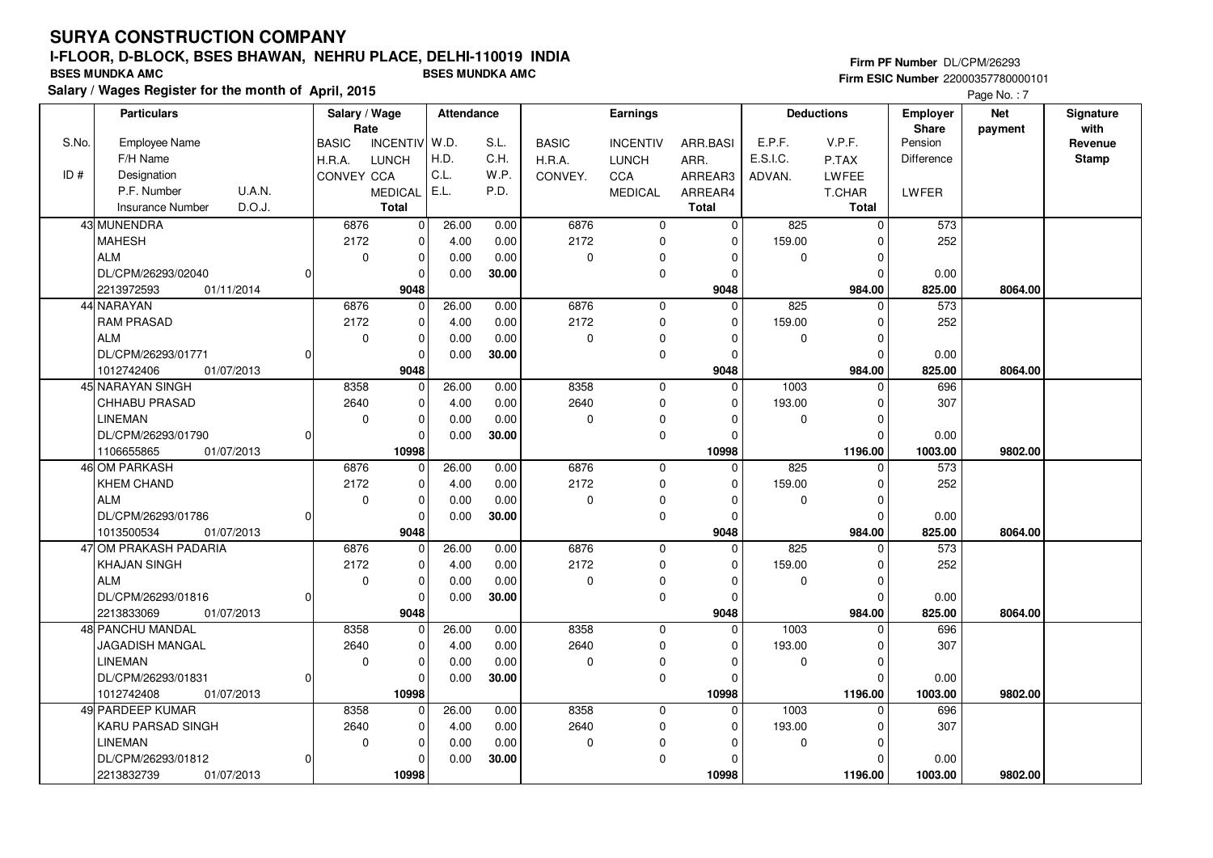# SURYA CONSTRUCTION COMPANY

**I-FLOOR, D-BLOCK, BSES BHAWAN, NEHRU PLACE, DELHI-110019 INDIA**

**BSES MUNDKA AMC** **BSES MUNDKA AMC**

**Salary / Wages Register for the month of April, 2015**

**Firm PF Number** DL/CPM/26293

**Firm ESIC Number** 22000357780000101

Page No. : 7

| S.No. / ID # | Particulars: Employee Name / F/H Name / Designation / P.F. Number / U.A.N. / Insurance Number / D.O.J. | Salary / Wage Rate: BASIC / H.R.A. / CONVEY | Salary / Wage Rate: INCENTIV / LUNCH / CCA / MEDICAL / Total | Attendance: W.D. / H.D. / C.L. / E.L. | Attendance: S.L. / C.H. / W.P. / P.D. | Earnings: BASIC / H.R.A. / CONVEY. | Earnings: INCENTIV / LUNCH / CCA / MEDICAL | Earnings: ARR.BASI / ARR. / ARREAR3 / ARREAR4 / Total | Deductions: E.P.F. / E.S.I.C. / ADVAN. | Deductions: V.P.F. / P.TAX / LWFEE / T.CHAR / Total | Employer Share: Pension / Difference / LWFER | Net payment | Signature with Revenue Stamp |
|---|---|---|---|---|---|---|---|---|---|---|---|---|---|
| 43 | MUNENDRA / MAHESH / ALM / DL/CPM/26293/02040 / 0 / 2213972593 / 01/11/2014 | 6876 / 2172 / 0 | 0 / 0 / 0 / 0 / **9048** | 26.00 / 4.00 / 0.00 / 0.00 | 0.00 / 0.00 / 0.00 / **30.00** | 6876 / 2172 / 0 | 0 / 0 / 0 / 0 | 0 / 0 / 0 / 0 / **9048** | 825 / 159.00 / 0 | 0 / 0 / 0 / 0 / **984.00** | 573 / 252 / 0.00 / **825.00** | **8064.00** | |
| 44 | NARAYAN / RAM PRASAD / ALM / DL/CPM/26293/01771 / 0 / 1012742406 / 01/07/2013 | 6876 / 2172 / 0 | 0 / 0 / 0 / 0 / **9048** | 26.00 / 4.00 / 0.00 / 0.00 | 0.00 / 0.00 / 0.00 / **30.00** | 6876 / 2172 / 0 | 0 / 0 / 0 / 0 | 0 / 0 / 0 / 0 / **9048** | 825 / 159.00 / 0 | 0 / 0 / 0 / 0 / **984.00** | 573 / 252 / 0.00 / **825.00** | **8064.00** | |
| 45 | NARAYAN SINGH / CHHABU PRASAD / LINEMAN / DL/CPM/26293/01790 / 0 / 1106655865 / 01/07/2013 | 8358 / 2640 / 0 | 0 / 0 / 0 / 0 / **10998** | 26.00 / 4.00 / 0.00 / 0.00 | 0.00 / 0.00 / 0.00 / **30.00** | 8358 / 2640 / 0 | 0 / 0 / 0 / 0 | 0 / 0 / 0 / 0 / **10998** | 1003 / 193.00 / 0 | 0 / 0 / 0 / 0 / **1196.00** | 696 / 307 / 0.00 / **1003.00** | **9802.00** | |
| 46 | OM PARKASH / KHEM CHAND / ALM / DL/CPM/26293/01786 / 0 / 1013500534 / 01/07/2013 | 6876 / 2172 / 0 | 0 / 0 / 0 / 0 / **9048** | 26.00 / 4.00 / 0.00 / 0.00 | 0.00 / 0.00 / 0.00 / **30.00** | 6876 / 2172 / 0 | 0 / 0 / 0 / 0 | 0 / 0 / 0 / 0 / **9048** | 825 / 159.00 / 0 | 0 / 0 / 0 / 0 / **984.00** | 573 / 252 / 0.00 / **825.00** | **8064.00** | |
| 47 | OM PRAKASH PADARIA / KHAJAN SINGH / ALM / DL/CPM/26293/01816 / 0 / 2213833069 / 01/07/2013 | 6876 / 2172 / 0 | 0 / 0 / 0 / 0 / **9048** | 26.00 / 4.00 / 0.00 / 0.00 | 0.00 / 0.00 / 0.00 / **30.00** | 6876 / 2172 / 0 | 0 / 0 / 0 / 0 | 0 / 0 / 0 / 0 / **9048** | 825 / 159.00 / 0 | 0 / 0 / 0 / 0 / **984.00** | 573 / 252 / 0.00 / **825.00** | **8064.00** | |
| 48 | PANCHU MANDAL / JAGADISH MANGAL / LINEMAN / DL/CPM/26293/01831 / 0 / 1012742408 / 01/07/2013 | 8358 / 2640 / 0 | 0 / 0 / 0 / 0 / **10998** | 26.00 / 4.00 / 0.00 / 0.00 | 0.00 / 0.00 / 0.00 / **30.00** | 8358 / 2640 / 0 | 0 / 0 / 0 / 0 | 0 / 0 / 0 / 0 / **10998** | 1003 / 193.00 / 0 | 0 / 0 / 0 / 0 / **1196.00** | 696 / 307 / 0.00 / **1003.00** | **9802.00** | |
| 49 | PARDEEP KUMAR / KARU PARSAD SINGH / LINEMAN / DL/CPM/26293/01812 / 0 / 2213832739 / 01/07/2013 | 8358 / 2640 / 0 | 0 / 0 / 0 / 0 / **10998** | 26.00 / 4.00 / 0.00 / 0.00 | 0.00 / 0.00 / 0.00 / **30.00** | 8358 / 2640 / 0 | 0 / 0 / 0 / 0 | 0 / 0 / 0 / 0 / **10998** | 1003 / 193.00 / 0 | 0 / 0 / 0 / 0 / **1196.00** | 696 / 307 / 0.00 / **1003.00** | **9802.00** | |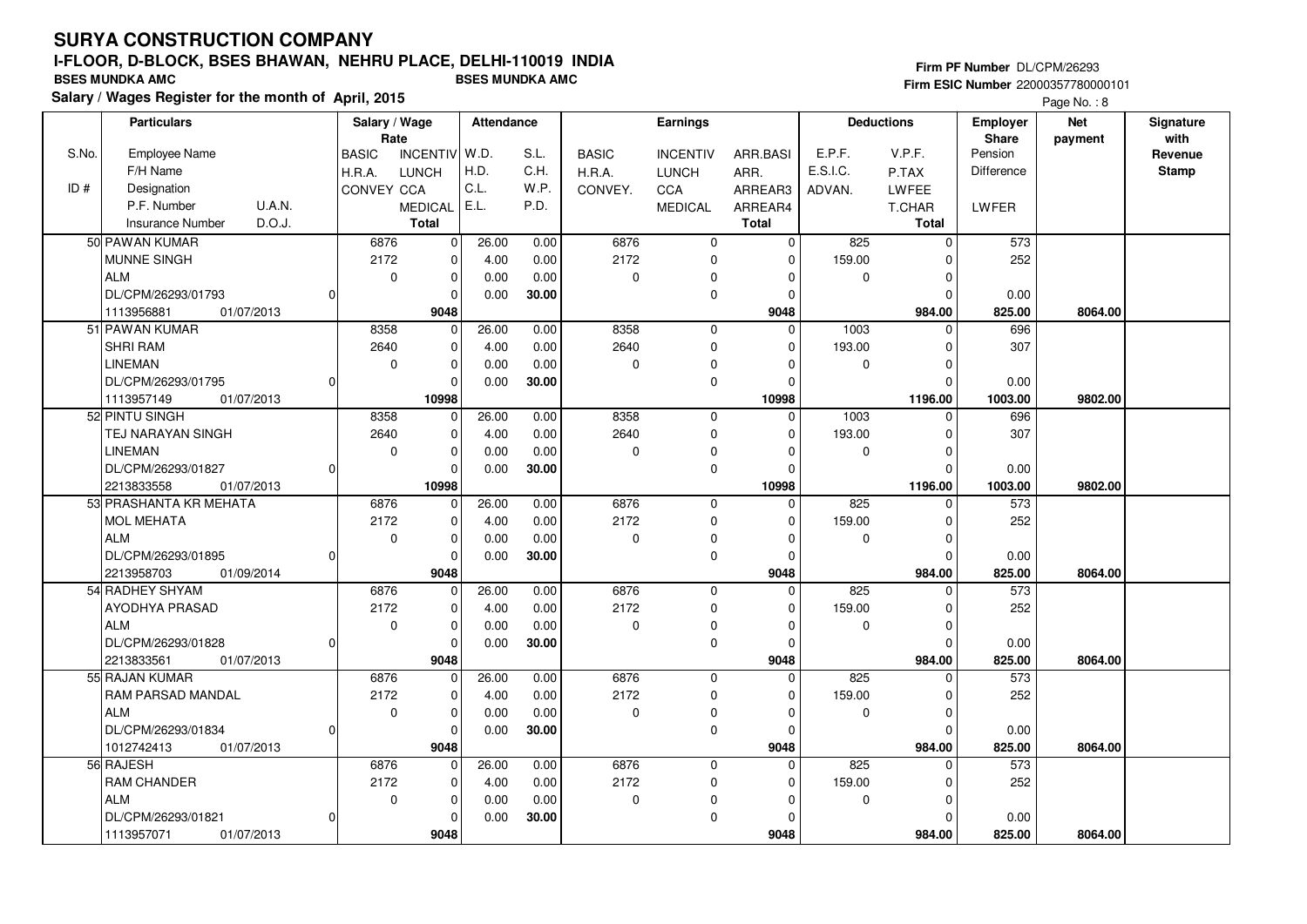# SURYA CONSTRUCTION COMPANY

## I-FLOOR, D-BLOCK, BSES BHAWAN, NEHRU PLACE, DELHI-110019 INDIA

**BSES MUNDKA AMC** **BSES MUNDKA AMC**

**Salary / Wages Register for the month of April, 2015**

**Firm PF Number** DL/CPM/26293
**Firm ESIC Number** 22000357780000101

| S.No. / ID # | Particulars: Employee Name / F/H Name / Designation / P.F. Number / U.A.N. / Insurance Number / D.O.J. | Salary / Wage Rate: BASIC / H.R.A. / CONVEY | INCENTIV / LUNCH / CCA / MEDICAL / Total | Attendance: W.D. / H.D. / C.L. / E.L. | S.L. / C.H. / W.P. / P.D. | Earnings: BASIC / H.R.A. / CONVEY. | INCENTIV / LUNCH / CCA / MEDICAL | ARR.BASI / ARR. / ARREAR3 / ARREAR4 / Total | Deductions: E.P.F. / E.S.I.C. / ADVAN. | V.P.F. / P.TAX / LWFEE / T.CHAR / Total | Employer Share: Pension / Difference / LWFER | Net payment | Signature with Revenue Stamp |
|---|---|---|---|---|---|---|---|---|---|---|---|---|---|
| 50 | PAWAN KUMAR / MUNNE SINGH / ALM / DL/CPM/26293/01793 / 0 / 1113956881 / 01/07/2013 | 6876 / 2172 / 0 | 0 / 0 / 0 / 0 / 9048 | 26.00 / 4.00 / 0.00 / 0.00 | 0.00 / 0.00 / 0.00 / 30.00 | 6876 / 2172 / 0 | 0 / 0 / 0 / 0 | 0 / 0 / 0 / 0 / 9048 | 825 / 159.00 / 0 | 0 / 0 / 0 / 0 / 984.00 | 573 / 252 / 0.00 / 825.00 | 8064.00 | |
| 51 | PAWAN KUMAR / SHRI RAM / LINEMAN / DL/CPM/26293/01795 / 0 / 1113957149 / 01/07/2013 | 8358 / 2640 / 0 | 0 / 0 / 0 / 0 / 10998 | 26.00 / 4.00 / 0.00 / 0.00 | 0.00 / 0.00 / 0.00 / 30.00 | 8358 / 2640 / 0 | 0 / 0 / 0 / 0 | 0 / 0 / 0 / 0 / 10998 | 1003 / 193.00 / 0 | 0 / 0 / 0 / 0 / 1196.00 | 696 / 307 / 0.00 / 1003.00 | 9802.00 | |
| 52 | PINTU SINGH / TEJ NARAYAN SINGH / LINEMAN / DL/CPM/26293/01827 / 0 / 2213833558 / 01/07/2013 | 8358 / 2640 / 0 | 0 / 0 / 0 / 0 / 10998 | 26.00 / 4.00 / 0.00 / 0.00 | 0.00 / 0.00 / 0.00 / 30.00 | 8358 / 2640 / 0 | 0 / 0 / 0 / 0 | 0 / 0 / 0 / 0 / 10998 | 1003 / 193.00 / 0 | 0 / 0 / 0 / 0 / 1196.00 | 696 / 307 / 0.00 / 1003.00 | 9802.00 | |
| 53 | PRASHANTA KR MEHATA / MOL MEHATA / ALM / DL/CPM/26293/01895 / 0 / 2213958703 / 01/09/2014 | 6876 / 2172 / 0 | 0 / 0 / 0 / 0 / 9048 | 26.00 / 4.00 / 0.00 / 0.00 | 0.00 / 0.00 / 0.00 / 30.00 | 6876 / 2172 / 0 | 0 / 0 / 0 / 0 | 0 / 0 / 0 / 0 / 9048 | 825 / 159.00 / 0 | 0 / 0 / 0 / 0 / 984.00 | 573 / 252 / 0.00 / 825.00 | 8064.00 | |
| 54 | RADHEY SHYAM / AYODHYA PRASAD / ALM / DL/CPM/26293/01828 / 0 / 2213833561 / 01/07/2013 | 6876 / 2172 / 0 | 0 / 0 / 0 / 0 / 9048 | 26.00 / 4.00 / 0.00 / 0.00 | 0.00 / 0.00 / 0.00 / 30.00 | 6876 / 2172 / 0 | 0 / 0 / 0 / 0 | 0 / 0 / 0 / 0 / 9048 | 825 / 159.00 / 0 | 0 / 0 / 0 / 0 / 984.00 | 573 / 252 / 0.00 / 825.00 | 8064.00 | |
| 55 | RAJAN KUMAR / RAM PARSAD MANDAL / ALM / DL/CPM/26293/01834 / 0 / 1012742413 / 01/07/2013 | 6876 / 2172 / 0 | 0 / 0 / 0 / 0 / 9048 | 26.00 / 4.00 / 0.00 / 0.00 | 0.00 / 0.00 / 0.00 / 30.00 | 6876 / 2172 / 0 | 0 / 0 / 0 / 0 | 0 / 0 / 0 / 0 / 9048 | 825 / 159.00 / 0 | 0 / 0 / 0 / 0 / 984.00 | 573 / 252 / 0.00 / 825.00 | 8064.00 | |
| 56 | RAJESH / RAM CHANDER / ALM / DL/CPM/26293/01821 / 0 / 1113957071 / 01/07/2013 | 6876 / 2172 / 0 | 0 / 0 / 0 / 0 / 9048 | 26.00 / 4.00 / 0.00 / 0.00 | 0.00 / 0.00 / 0.00 / 30.00 | 6876 / 2172 / 0 | 0 / 0 / 0 / 0 | 0 / 0 / 0 / 0 / 9048 | 825 / 159.00 / 0 | 0 / 0 / 0 / 0 / 984.00 | 573 / 252 / 0.00 / 825.00 | 8064.00 | |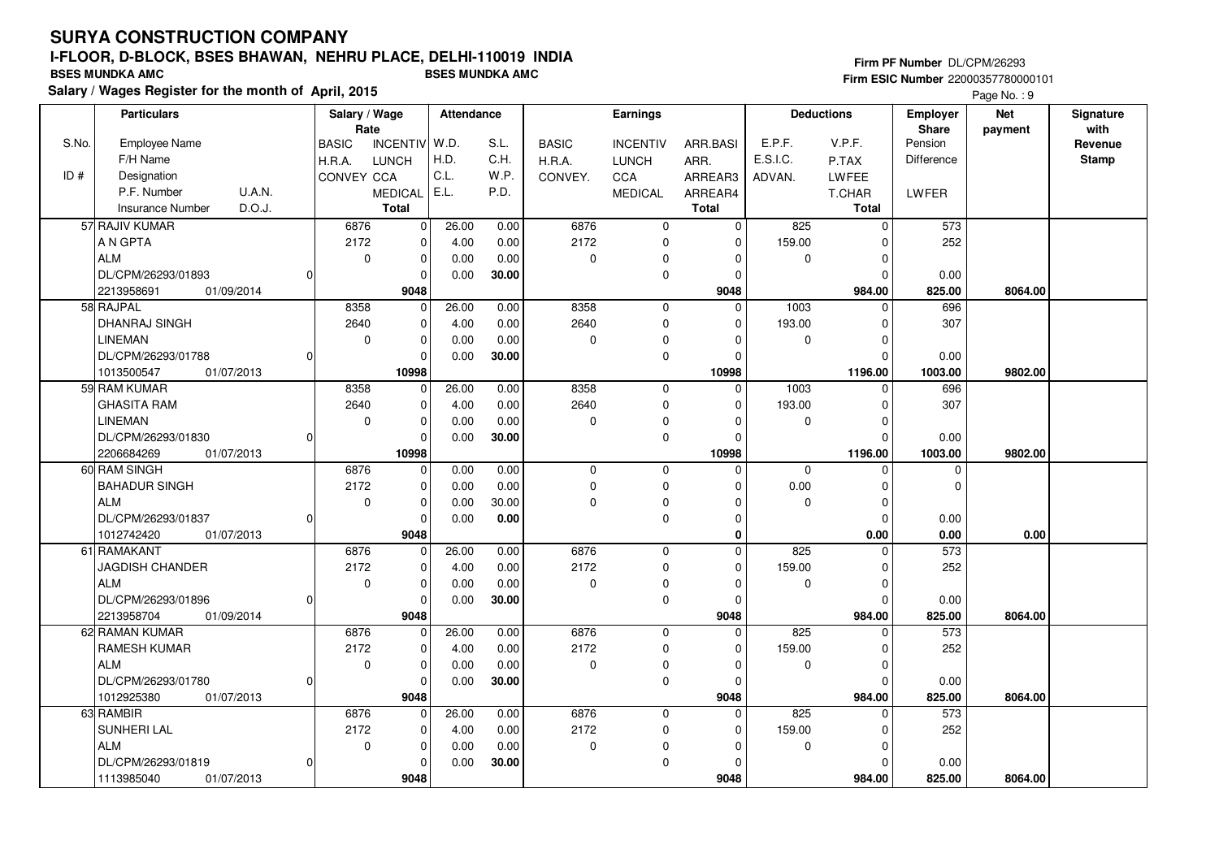# SURYA CONSTRUCTION COMPANY

## I-FLOOR, D-BLOCK, BSES BHAWAN, NEHRU PLACE, DELHI-110019 INDIA

BSES MUNDKA AMC | BSES MUNDKA AMC

**Salary / Wages Register for the month of April, 2015**

Firm PF Number DL/CPM/26293
Firm ESIC Number 22000357780000101

| S.No. / ID # | Particulars: Employee Name / F/H Name / Designation / P.F. Number / U.A.N. / Insurance Number / D.O.J. | Salary / Wage Rate: BASIC / H.R.A. / CONVEY | INCENTIV / LUNCH / CCA / MEDICAL / Total | Attendance: W.D. / H.D. / C.L. / E.L. | S.L. / C.H. / W.P. / P.D. | Earnings: BASIC / H.R.A. / CONVEY. | INCENTIV / LUNCH / CCA / MEDICAL | ARR.BASI / ARR. / ARREAR3 / ARREAR4 / Total | Deductions: E.P.F. / E.S.I.C. / ADVAN. | V.P.F. / P.TAX / LWFEE / T.CHAR / Total | Employer Share: Pension / Difference / LWFER | Net payment | Signature with Revenue Stamp |
|---|---|---|---|---|---|---|---|---|---|---|---|---|---|
| 57 | RAJIV KUMAR / A N GPTA / ALM / DL/CPM/26293/01893 / 0 / 2213958691 / 01/09/2014 | 6876 / 2172 / 0 | 0 / 0 / 0 / 0 / 9048 | 26.00 / 4.00 / 0.00 / 0.00 | 0.00 / 0.00 / 0.00 / 30.00 | 6876 / 2172 / 0 | 0 / 0 / 0 / 0 | 0 / 0 / 0 / 0 / 9048 | 825 / 159.00 / 0 | 0 / 0 / 0 / 0 / 984.00 | 573 / 252 / 0.00 / 825.00 | 8064.00 | |
| 58 | RAJPAL / DHANRAJ SINGH / LINEMAN / DL/CPM/26293/01788 / 0 / 1013500547 / 01/07/2013 | 8358 / 2640 / 0 | 0 / 0 / 0 / 0 / 10998 | 26.00 / 4.00 / 0.00 / 0.00 | 0.00 / 0.00 / 0.00 / 30.00 | 8358 / 2640 / 0 | 0 / 0 / 0 / 0 | 0 / 0 / 0 / 0 / 10998 | 1003 / 193.00 / 0 | 0 / 0 / 0 / 0 / 1196.00 | 696 / 307 / 0.00 / 1003.00 | 9802.00 | |
| 59 | RAM KUMAR / GHASITA RAM / LINEMAN / DL/CPM/26293/01830 / 0 / 2206684269 / 01/07/2013 | 8358 / 2640 / 0 | 0 / 0 / 0 / 0 / 10998 | 26.00 / 4.00 / 0.00 / 0.00 | 0.00 / 0.00 / 0.00 / 30.00 | 8358 / 2640 / 0 | 0 / 0 / 0 / 0 | 0 / 0 / 0 / 0 / 10998 | 1003 / 193.00 / 0 | 0 / 0 / 0 / 0 / 1196.00 | 696 / 307 / 0.00 / 1003.00 | 9802.00 | |
| 60 | RAM SINGH / BAHADUR SINGH / ALM / DL/CPM/26293/01837 / 0 / 1012742420 / 01/07/2013 | 6876 / 2172 / 0 | 0 / 0 / 0 / 0 / 9048 | 0.00 / 0.00 / 0.00 / 0.00 | 0.00 / 0.00 / 30.00 / 0.00 | 0 / 0 / 0 | 0 / 0 / 0 / 0 | 0 / 0 / 0 / 0 / 0 | 0 / 0.00 / 0 | 0 / 0 / 0 / 0 / 0.00 | 0 / 0 / 0.00 / 0.00 | 0.00 | |
| 61 | RAMAKANT / JAGDISH CHANDER / ALM / DL/CPM/26293/01896 / 0 / 2213958704 / 01/09/2014 | 6876 / 2172 / 0 | 0 / 0 / 0 / 0 / 9048 | 26.00 / 4.00 / 0.00 / 0.00 | 0.00 / 0.00 / 0.00 / 30.00 | 6876 / 2172 / 0 | 0 / 0 / 0 / 0 | 0 / 0 / 0 / 0 / 9048 | 825 / 159.00 / 0 | 0 / 0 / 0 / 0 / 984.00 | 573 / 252 / 0.00 / 825.00 | 8064.00 | |
| 62 | RAMAN KUMAR / RAMESH KUMAR / ALM / DL/CPM/26293/01780 / 0 / 1012925380 / 01/07/2013 | 6876 / 2172 / 0 | 0 / 0 / 0 / 0 / 9048 | 26.00 / 4.00 / 0.00 / 0.00 | 0.00 / 0.00 / 0.00 / 30.00 | 6876 / 2172 / 0 | 0 / 0 / 0 / 0 | 0 / 0 / 0 / 0 / 9048 | 825 / 159.00 / 0 | 0 / 0 / 0 / 0 / 984.00 | 573 / 252 / 0.00 / 825.00 | 8064.00 | |
| 63 | RAMBIR / SUNHERI LAL / ALM / DL/CPM/26293/01819 / 0 / 1113985040 / 01/07/2013 | 6876 / 2172 / 0 | 0 / 0 / 0 / 0 / 9048 | 26.00 / 4.00 / 0.00 / 0.00 | 0.00 / 0.00 / 0.00 / 30.00 | 6876 / 2172 / 0 | 0 / 0 / 0 / 0 | 0 / 0 / 0 / 0 / 9048 | 825 / 159.00 / 0 | 0 / 0 / 0 / 0 / 984.00 | 573 / 252 / 0.00 / 825.00 | 8064.00 | |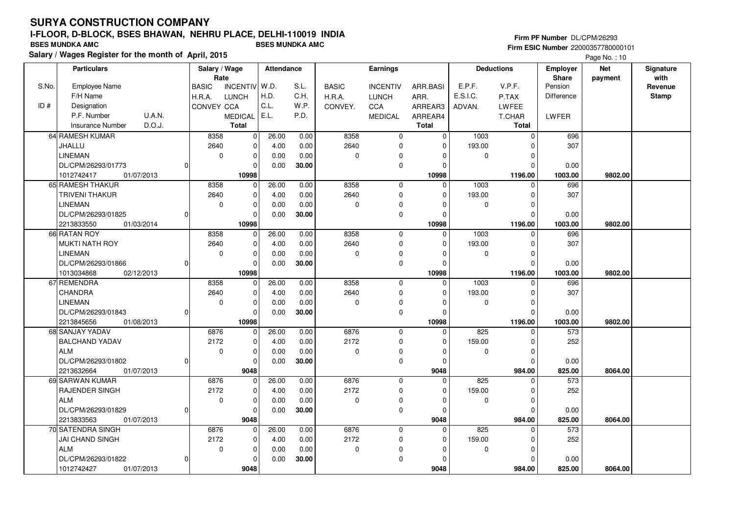# SURYA CONSTRUCTION COMPANY

**I-FLOOR, D-BLOCK, BSES BHAWAN, NEHRU PLACE, DELHI-110019 INDIA**

**BSES MUNDKA AMC** **BSES MUNDKA AMC**

**Salary / Wages Register for the month of April, 2015**

**Firm PF Number** DL/CPM/26293

**Firm ESIC Number** 22000357780000101

| S.No. / ID # | Employee Name / F/H Name / Designation / P.F. Number / U.A.N. / Insurance Number / D.O.J. | Rate: BASIC / H.R.A. / CONVEY | Rate: INCENTIV / LUNCH / CCA / MEDICAL / Total | Attendance: W.D. / H.D. / C.L. / E.L. | Attendance: S.L. / C.H. / W.P. / P.D. | Earnings: BASIC / H.R.A. / CONVEY. | Earnings: INCENTIV / LUNCH / CCA / MEDICAL | Earnings: ARR.BASI / ARR. / ARREAR3 / ARREAR4 / Total | Deductions: E.P.F. / E.S.I.C. / ADVAN. | Deductions: V.P.F. / P.TAX / LWFEE / T.CHAR / Total | Employer Share: Pension / Difference / LWFER | Net payment | Signature with Revenue Stamp |
|---|---|---|---|---|---|---|---|---|---|---|---|---|---|
| 64 | RAMESH KUMAR<br>JHALLU<br>LINEMAN<br>DL/CPM/26293/01773 / 0<br>1012742417 / 01/07/2013 | 8358<br>2640<br>0 | 0<br>0<br>0<br>0<br>10998 | 26.00<br>4.00<br>0.00<br>0.00 | 0.00<br>0.00<br>0.00<br>30.00 | 8358<br>2640<br>0 | 0<br>0<br>0<br>0 | 0<br>0<br>0<br>0<br>10998 | 1003<br>193.00<br>0 | 0<br>0<br>0<br>0<br>1196.00 | 696<br>307<br>0.00<br>1003.00 | 9802.00 | |
| 65 | RAMESH THAKUR<br>TRIVENI THAKUR<br>LINEMAN<br>DL/CPM/26293/01825 / 0<br>2213833550 / 01/03/2014 | 8358<br>2640<br>0 | 0<br>0<br>0<br>0<br>10998 | 26.00<br>4.00<br>0.00<br>0.00 | 0.00<br>0.00<br>0.00<br>30.00 | 8358<br>2640<br>0 | 0<br>0<br>0<br>0 | 0<br>0<br>0<br>0<br>10998 | 1003<br>193.00<br>0 | 0<br>0<br>0<br>0<br>1196.00 | 696<br>307<br>0.00<br>1003.00 | 9802.00 | |
| 66 | RATAN ROY<br>MUKTI NATH ROY<br>LINEMAN<br>DL/CPM/26293/01866 / 0<br>1013034868 / 02/12/2013 | 8358<br>2640<br>0 | 0<br>0<br>0<br>0<br>10998 | 26.00<br>4.00<br>0.00<br>0.00 | 0.00<br>0.00<br>0.00<br>30.00 | 8358<br>2640<br>0 | 0<br>0<br>0<br>0 | 0<br>0<br>0<br>0<br>10998 | 1003<br>193.00<br>0 | 0<br>0<br>0<br>0<br>1196.00 | 696<br>307<br>0.00<br>1003.00 | 9802.00 | |
| 67 | REMENDRA<br>CHANDRA<br>LINEMAN<br>DL/CPM/26293/01843 / 0<br>2213845656 / 01/08/2013 | 8358<br>2640<br>0 | 0<br>0<br>0<br>0<br>10998 | 26.00<br>4.00<br>0.00<br>0.00 | 0.00<br>0.00<br>0.00<br>30.00 | 8358<br>2640<br>0 | 0<br>0<br>0<br>0 | 0<br>0<br>0<br>0<br>10998 | 1003<br>193.00<br>0 | 0<br>0<br>0<br>0<br>1196.00 | 696<br>307<br>0.00<br>1003.00 | 9802.00 | |
| 68 | SANJAY YADAV<br>BALCHAND YADAV<br>ALM<br>DL/CPM/26293/01802 / 0<br>2213632664 / 01/07/2013 | 6876<br>2172<br>0 | 0<br>0<br>0<br>0<br>9048 | 26.00<br>4.00<br>0.00<br>0.00 | 0.00<br>0.00<br>0.00<br>30.00 | 6876<br>2172<br>0 | 0<br>0<br>0<br>0 | 0<br>0<br>0<br>0<br>9048 | 825<br>159.00<br>0 | 0<br>0<br>0<br>0<br>984.00 | 573<br>252<br>0.00<br>825.00 | 8064.00 | |
| 69 | SARWAN KUMAR<br>RAJENDER SINGH<br>ALM<br>DL/CPM/26293/01829 / 0<br>2213833563 / 01/07/2013 | 6876<br>2172<br>0 | 0<br>0<br>0<br>0<br>9048 | 26.00<br>4.00<br>0.00<br>0.00 | 0.00<br>0.00<br>0.00<br>30.00 | 6876<br>2172<br>0 | 0<br>0<br>0<br>0 | 0<br>0<br>0<br>0<br>9048 | 825<br>159.00<br>0 | 0<br>0<br>0<br>0<br>984.00 | 573<br>252<br>0.00<br>825.00 | 8064.00 | |
| 70 | SATENDRA SINGH<br>JAI CHAND SINGH<br>ALM<br>DL/CPM/26293/01822 / 0<br>1012742427 / 01/07/2013 | 6876<br>2172<br>0 | 0<br>0<br>0<br>0<br>9048 | 26.00<br>4.00<br>0.00<br>0.00 | 0.00<br>0.00<br>0.00<br>30.00 | 6876<br>2172<br>0 | 0<br>0<br>0<br>0 | 0<br>0<br>0<br>0<br>9048 | 825<br>159.00<br>0 | 0<br>0<br>0<br>0<br>984.00 | 573<br>252<br>0.00<br>825.00 | 8064.00 | |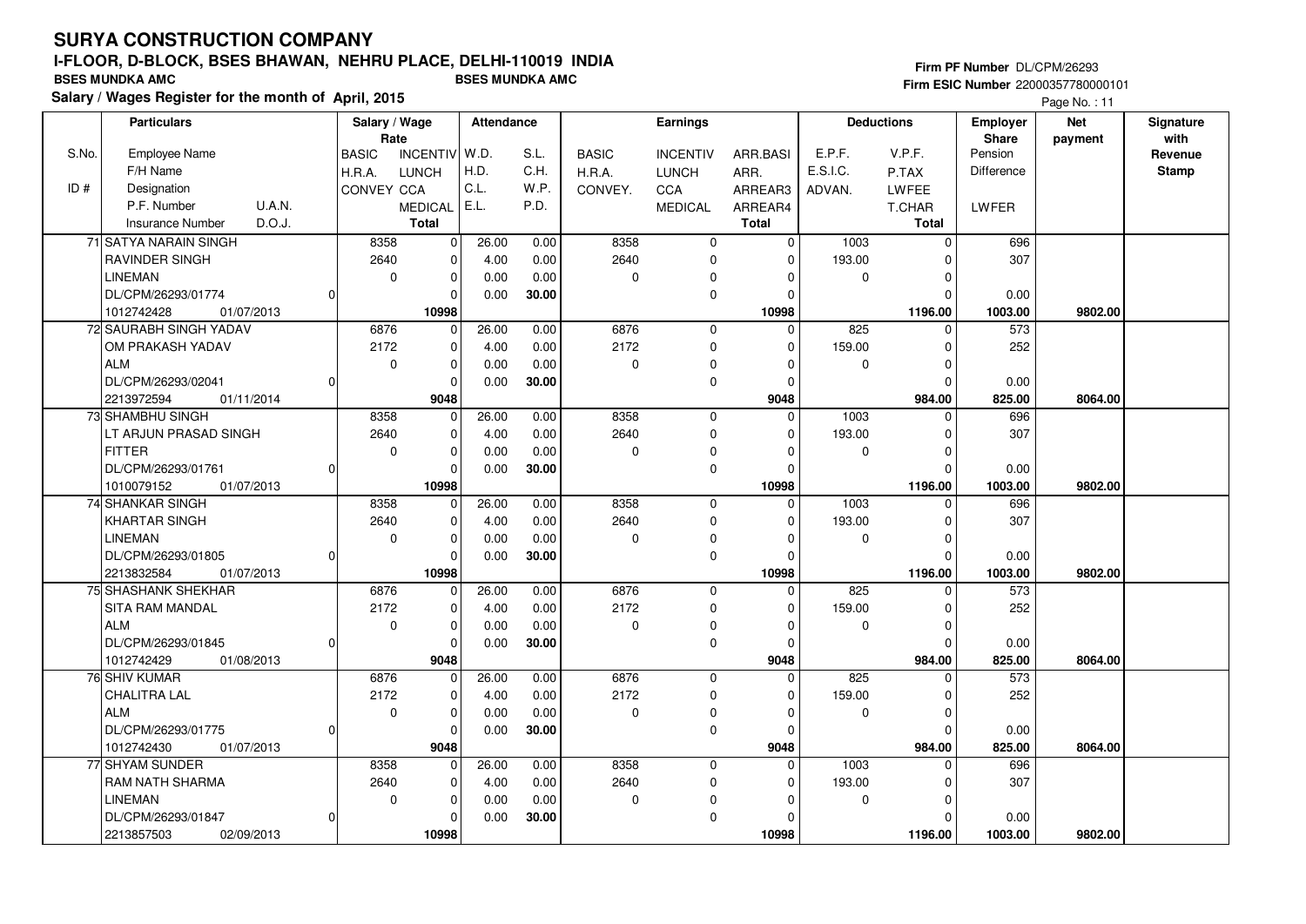# SURYA CONSTRUCTION COMPANY

## I-FLOOR, D-BLOCK, BSES BHAWAN, NEHRU PLACE, DELHI-110019 INDIA

**BSES MUNDKA AMC** **BSES MUNDKA AMC**

**Salary / Wages Register for the month of April, 2015**

**Firm PF Number** DL/CPM/26293
**Firm ESIC Number** 22000357780000101

| S.No. / ID # | Employee Name / F/H Name / Designation / P.F. Number / U.A.N. / Insurance Number / D.O.J. | BASIC / H.R.A. / CONVEY | INCENTIV / LUNCH / CCA / MEDICAL / Total | W.D. / H.D. / C.L. / E.L. | S.L. / C.H. / W.P. / P.D. | BASIC / H.R.A. / CONVEY. | INCENTIV / LUNCH / CCA / MEDICAL | ARR.BASI / ARR. / ARREAR3 / ARREAR4 / Total | E.P.F. / E.S.I.C. / ADVAN. | V.P.F. / P.TAX / LWFEE / T.CHAR / Total | Employer Share: Pension / Difference / LWFER | Net payment | Signature with Revenue Stamp |
|---|---|---|---|---|---|---|---|---|---|---|---|---|---|
| 71 | SATYA NARAIN SINGH<br>RAVINDER SINGH<br>LINEMAN<br>DL/CPM/26293/01774 0<br>1012742428 01/07/2013 | 8358<br>2640<br>0 | 0<br>0<br>0<br>0<br>10998 | 26.00<br>4.00<br>0.00<br>0.00 | 0.00<br>0.00<br>0.00<br>30.00 | 8358<br>2640<br>0 | 0<br>0<br>0<br>0 | 0<br>0<br>0<br>0<br>10998 | 1003<br>193.00<br>0 | 0<br>0<br>0<br>0<br>1196.00 | 696<br>307<br>0.00<br>1003.00 | 9802.00 | |
| 72 | SAURABH SINGH YADAV<br>OM PRAKASH YADAV<br>ALM<br>DL/CPM/26293/02041 0<br>2213972594 01/11/2014 | 6876<br>2172<br>0 | 0<br>0<br>0<br>0<br>9048 | 26.00<br>4.00<br>0.00<br>0.00 | 0.00<br>0.00<br>0.00<br>30.00 | 6876<br>2172<br>0 | 0<br>0<br>0<br>0 | 0<br>0<br>0<br>0<br>9048 | 825<br>159.00<br>0 | 0<br>0<br>0<br>0<br>984.00 | 573<br>252<br>0.00<br>825.00 | 8064.00 | |
| 73 | SHAMBHU SINGH<br>LT ARJUN PRASAD SINGH<br>FITTER<br>DL/CPM/26293/01761 0<br>1010079152 01/07/2013 | 8358<br>2640<br>0 | 0<br>0<br>0<br>0<br>10998 | 26.00<br>4.00<br>0.00<br>0.00 | 0.00<br>0.00<br>0.00<br>30.00 | 8358<br>2640<br>0 | 0<br>0<br>0<br>0 | 0<br>0<br>0<br>0<br>10998 | 1003<br>193.00<br>0 | 0<br>0<br>0<br>0<br>1196.00 | 696<br>307<br>0.00<br>1003.00 | 9802.00 | |
| 74 | SHANKAR SINGH<br>KHARTAR SINGH<br>LINEMAN<br>DL/CPM/26293/01805 0<br>2213832584 01/07/2013 | 8358<br>2640<br>0 | 0<br>0<br>0<br>0<br>10998 | 26.00<br>4.00<br>0.00<br>0.00 | 0.00<br>0.00<br>0.00<br>30.00 | 8358<br>2640<br>0 | 0<br>0<br>0<br>0 | 0<br>0<br>0<br>0<br>10998 | 1003<br>193.00<br>0 | 0<br>0<br>0<br>0<br>1196.00 | 696<br>307<br>0.00<br>1003.00 | 9802.00 | |
| 75 | SHASHANK SHEKHAR<br>SITA RAM MANDAL<br>ALM<br>DL/CPM/26293/01845 0<br>1012742429 01/08/2013 | 6876<br>2172<br>0 | 0<br>0<br>0<br>0<br>9048 | 26.00<br>4.00<br>0.00<br>0.00 | 0.00<br>0.00<br>0.00<br>30.00 | 6876<br>2172<br>0 | 0<br>0<br>0<br>0 | 0<br>0<br>0<br>0<br>9048 | 825<br>159.00<br>0 | 0<br>0<br>0<br>0<br>984.00 | 573<br>252<br>0.00<br>825.00 | 8064.00 | |
| 76 | SHIV KUMAR<br>CHALITRA LAL<br>ALM<br>DL/CPM/26293/01775 0<br>1012742430 01/07/2013 | 6876<br>2172<br>0 | 0<br>0<br>0<br>0<br>9048 | 26.00<br>4.00<br>0.00<br>0.00 | 0.00<br>0.00<br>0.00<br>30.00 | 6876<br>2172<br>0 | 0<br>0<br>0<br>0 | 0<br>0<br>0<br>0<br>9048 | 825<br>159.00<br>0 | 0<br>0<br>0<br>0<br>984.00 | 573<br>252<br>0.00<br>825.00 | 8064.00 | |
| 77 | SHYAM SUNDER<br>RAM NATH SHARMA<br>LINEMAN<br>DL/CPM/26293/01847 0<br>2213857503 02/09/2013 | 8358<br>2640<br>0 | 0<br>0<br>0<br>0<br>10998 | 26.00<br>4.00<br>0.00<br>0.00 | 0.00<br>0.00<br>0.00<br>30.00 | 8358<br>2640<br>0 | 0<br>0<br>0<br>0 | 0<br>0<br>0<br>0<br>10998 | 1003<br>193.00<br>0 | 0<br>0<br>0<br>0<br>1196.00 | 696<br>307<br>0.00<br>1003.00 | 9802.00 | |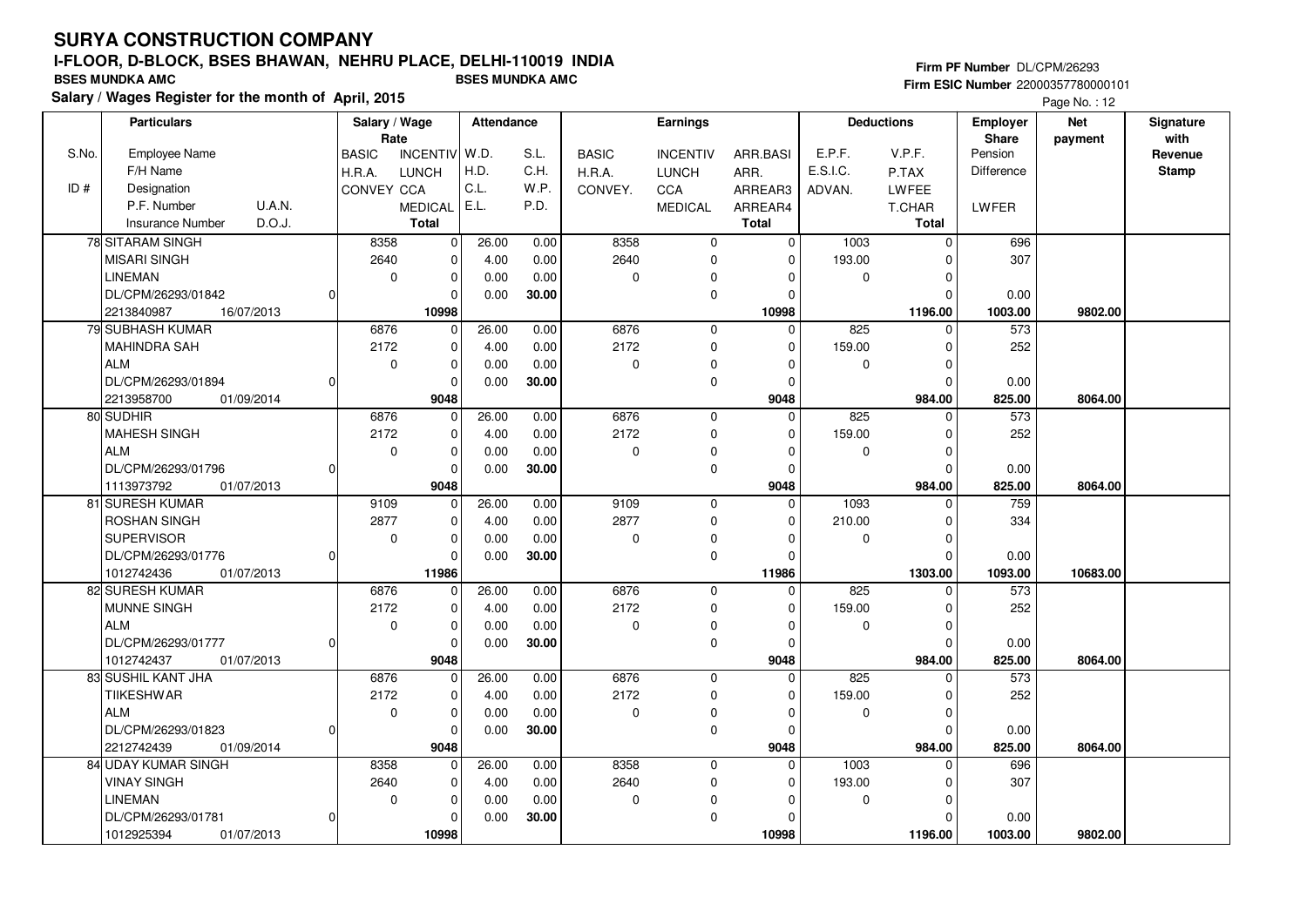# SURYA CONSTRUCTION COMPANY

## I-FLOOR, D-BLOCK, BSES BHAWAN, NEHRU PLACE, DELHI-110019 INDIA

**BSES MUNDKA AMC** | **BSES MUNDKA AMC**

**Salary / Wages Register for the month of April, 2015**

Firm PF Number DL/CPM/26293
Firm ESIC Number 22000357780000101

| S.No. / ID # | Particulars: Employee Name / F/H Name / Designation / P.F. Number, U.A.N. / Insurance Number, D.O.J. | Salary / Wage Rate: BASIC / H.R.A. / CONVEY / — / Total | Salary / Wage Rate: INCENTIV / LUNCH / CCA / MEDICAL | Attendance: W.D. / H.D. / C.L. / E.L. | Attendance: S.L. / C.H. / W.P. / P.D. | Earnings: BASIC / H.R.A. / CONVEY. | Earnings: INCENTIV / LUNCH / CCA / MEDICAL | Earnings: ARR.BASI / ARR. / ARREAR3 / ARREAR4 / Total | Deductions: E.P.F. / E.S.I.C. / ADVAN. | Deductions: V.P.F. / P.TAX / LWFEE / T.CHAR / Total | Employer Share: Pension / Difference / LWFER | Net payment | Signature with Revenue Stamp |
|---|---|---|---|---|---|---|---|---|---|---|---|---|---|
| 78 | SITARAM SINGH<br>MISARI SINGH<br>LINEMAN<br>DL/CPM/26293/01842 0<br>2213840987 16/07/2013 | 8358<br>2640<br>0<br><br>10998 | 0<br>0<br>0<br>0 | 26.00<br>4.00<br>0.00<br>0.00 | 0.00<br>0.00<br>0.00<br>30.00 | 8358<br>2640<br>0 | 0<br>0<br>0<br>0 | 0<br>0<br>0<br>0<br>10998 | 1003<br>193.00<br>0 | 0<br>0<br>0<br>0<br>1196.00 | 696<br>307<br>0.00<br>1003.00 | 9802.00 | |
| 79 | SUBHASH KUMAR<br>MAHINDRA SAH<br>ALM<br>DL/CPM/26293/01894 0<br>2213958700 01/09/2014 | 6876<br>2172<br>0<br><br>9048 | 0<br>0<br>0<br>0 | 26.00<br>4.00<br>0.00<br>0.00 | 0.00<br>0.00<br>0.00<br>30.00 | 6876<br>2172<br>0 | 0<br>0<br>0<br>0 | 0<br>0<br>0<br>0<br>9048 | 825<br>159.00<br>0 | 0<br>0<br>0<br>0<br>984.00 | 573<br>252<br>0.00<br>825.00 | 8064.00 | |
| 80 | SUDHIR<br>MAHESH SINGH<br>ALM<br>DL/CPM/26293/01796 0<br>1113973792 01/07/2013 | 6876<br>2172<br>0<br><br>9048 | 0<br>0<br>0<br>0 | 26.00<br>4.00<br>0.00<br>0.00 | 0.00<br>0.00<br>0.00<br>30.00 | 6876<br>2172<br>0 | 0<br>0<br>0<br>0 | 0<br>0<br>0<br>0<br>9048 | 825<br>159.00<br>0 | 0<br>0<br>0<br>0<br>984.00 | 573<br>252<br>0.00<br>825.00 | 8064.00 | |
| 81 | SURESH KUMAR<br>ROSHAN SINGH<br>SUPERVISOR<br>DL/CPM/26293/01776 0<br>1012742436 01/07/2013 | 9109<br>2877<br>0<br><br>11986 | 0<br>0<br>0<br>0 | 26.00<br>4.00<br>0.00<br>0.00 | 0.00<br>0.00<br>0.00<br>30.00 | 9109<br>2877<br>0 | 0<br>0<br>0<br>0 | 0<br>0<br>0<br>0<br>11986 | 1093<br>210.00<br>0 | 0<br>0<br>0<br>0<br>1303.00 | 759<br>334<br>0.00<br>1093.00 | 10683.00 | |
| 82 | SURESH KUMAR<br>MUNNE SINGH<br>ALM<br>DL/CPM/26293/01777 0<br>1012742437 01/07/2013 | 6876<br>2172<br>0<br><br>9048 | 0<br>0<br>0<br>0 | 26.00<br>4.00<br>0.00<br>0.00 | 0.00<br>0.00<br>0.00<br>30.00 | 6876<br>2172<br>0 | 0<br>0<br>0<br>0 | 0<br>0<br>0<br>0<br>9048 | 825<br>159.00<br>0 | 0<br>0<br>0<br>0<br>984.00 | 573<br>252<br>0.00<br>825.00 | 8064.00 | |
| 83 | SUSHIL KANT JHA<br>TIIKESHWAR<br>ALM<br>DL/CPM/26293/01823 0<br>2212742439 01/09/2014 | 6876<br>2172<br>0<br><br>9048 | 0<br>0<br>0<br>0 | 26.00<br>4.00<br>0.00<br>0.00 | 0.00<br>0.00<br>0.00<br>30.00 | 6876<br>2172<br>0 | 0<br>0<br>0<br>0 | 0<br>0<br>0<br>0<br>9048 | 825<br>159.00<br>0 | 0<br>0<br>0<br>0<br>984.00 | 573<br>252<br>0.00<br>825.00 | 8064.00 | |
| 84 | UDAY KUMAR SINGH<br>VINAY SINGH<br>LINEMAN<br>DL/CPM/26293/01781 0<br>1012925394 01/07/2013 | 8358<br>2640<br>0<br><br>10998 | 0<br>0<br>0<br>0 | 26.00<br>4.00<br>0.00<br>0.00 | 0.00<br>0.00<br>0.00<br>30.00 | 8358<br>2640<br>0 | 0<br>0<br>0<br>0 | 0<br>0<br>0<br>0<br>10998 | 1003<br>193.00<br>0 | 0<br>0<br>0<br>0<br>1196.00 | 696<br>307<br>0.00<br>1003.00 | 9802.00 | |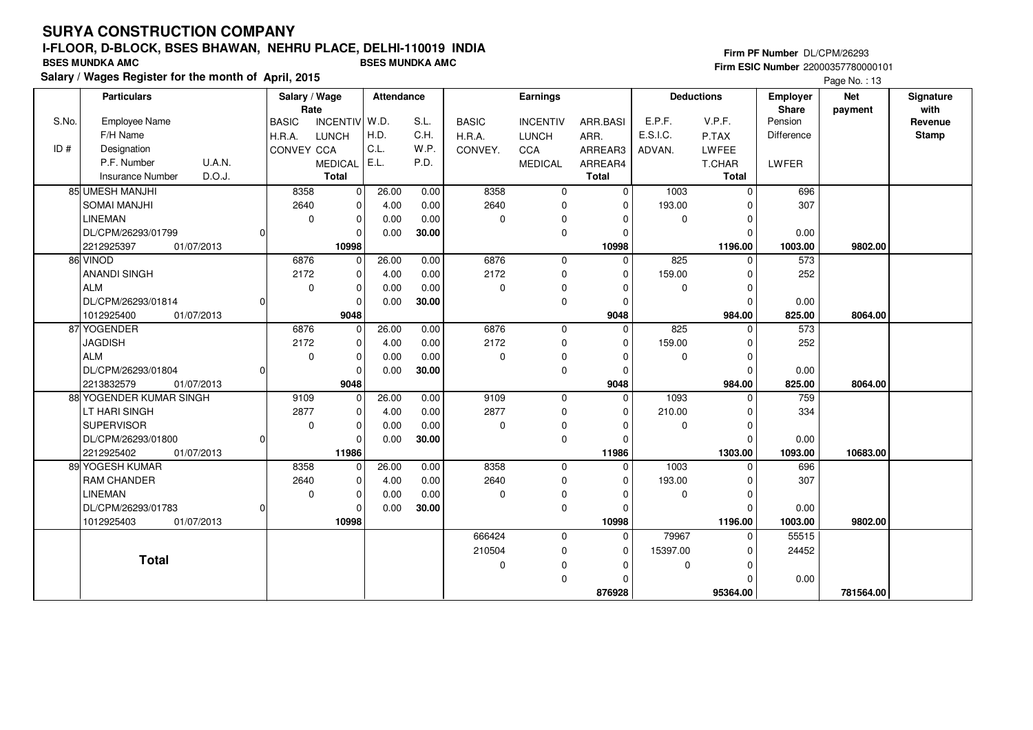# SURYA CONSTRUCTION COMPANY

## I-FLOOR, D-BLOCK, BSES BHAWAN, NEHRU PLACE, DELHI-110019 INDIA

**BSES MUNDKA AMC** **BSES MUNDKA AMC**

**Salary / Wages Register for the month of April, 2015**

**Firm PF Number** DL/CPM/26293
**Firm ESIC Number** 22000357780000101

| S.No. / ID # | Particulars: Employee Name / F/H Name / Designation / P.F. Number, U.A.N. / Insurance Number, D.O.J. | Salary / Wage Rate: BASIC / H.R.A. / CONVEY | Rate: INCENTIV / LUNCH / CCA / MEDICAL / Total | Attendance: W.D. / H.D. / C.L. / E.L. | Attendance: S.L. / C.H. / W.P. / P.D. | Earnings: BASIC / H.R.A. / CONVEY. | Earnings: INCENTIV / LUNCH / CCA / MEDICAL | Earnings: ARR.BASI / ARR. / ARREAR3 / ARREAR4 / Total | Deductions: E.P.F. / E.S.I.C. / ADVAN. | Deductions: V.P.F. / P.TAX / LWFEE / T.CHAR / Total | Employer Share: Pension / Difference / LWFER | Net payment | Signature with Revenue Stamp |
|---|---|---|---|---|---|---|---|---|---|---|---|---|---|
| 85 | UMESH MANJHI | 8358 | 0 | 26.00 | 0.00 | 8358 | 0 | 0 | 1003 | 0 | 696 | | |
| | SOMAI MANJHI | 2640 | 0 | 4.00 | 0.00 | 2640 | 0 | 0 | 193.00 | 0 | 307 | | |
| | LINEMAN | 0 | 0 | 0.00 | 0.00 | 0 | 0 | 0 | 0 | 0 | | | |
| | DL/CPM/26293/01799 0 | | 0 | 0.00 | 30.00 | | 0 | 0 | | 0 | 0.00 | | |
| | 2212925397 01/07/2013 | | 10998 | | | | | 10998 | | 1196.00 | 1003.00 | 9802.00 | |
| 86 | VINOD | 6876 | 0 | 26.00 | 0.00 | 6876 | 0 | 0 | 825 | 0 | 573 | | |
| | ANANDI SINGH | 2172 | 0 | 4.00 | 0.00 | 2172 | 0 | 0 | 159.00 | 0 | 252 | | |
| | ALM | 0 | 0 | 0.00 | 0.00 | 0 | 0 | 0 | 0 | 0 | | | |
| | DL/CPM/26293/01814 0 | | 0 | 0.00 | 30.00 | | 0 | 0 | | 0 | 0.00 | | |
| | 1012925400 01/07/2013 | | 9048 | | | | | 9048 | | 984.00 | 825.00 | 8064.00 | |
| 87 | YOGENDER | 6876 | 0 | 26.00 | 0.00 | 6876 | 0 | 0 | 825 | 0 | 573 | | |
| | JAGDISH | 2172 | 0 | 4.00 | 0.00 | 2172 | 0 | 0 | 159.00 | 0 | 252 | | |
| | ALM | 0 | 0 | 0.00 | 0.00 | 0 | 0 | 0 | 0 | 0 | | | |
| | DL/CPM/26293/01804 0 | | 0 | 0.00 | 30.00 | | 0 | 0 | | 0 | 0.00 | | |
| | 2213832579 01/07/2013 | | 9048 | | | | | 9048 | | 984.00 | 825.00 | 8064.00 | |
| 88 | YOGENDER KUMAR SINGH | 9109 | 0 | 26.00 | 0.00 | 9109 | 0 | 0 | 1093 | 0 | 759 | | |
| | LT HARI SINGH | 2877 | 0 | 4.00 | 0.00 | 2877 | 0 | 0 | 210.00 | 0 | 334 | | |
| | SUPERVISOR | 0 | 0 | 0.00 | 0.00 | 0 | 0 | 0 | 0 | 0 | | | |
| | DL/CPM/26293/01800 0 | | 0 | 0.00 | 30.00 | | 0 | 0 | | 0 | 0.00 | | |
| | 2212925402 01/07/2013 | | 11986 | | | | | 11986 | | 1303.00 | 1093.00 | 10683.00 | |
| 89 | YOGESH KUMAR | 8358 | 0 | 26.00 | 0.00 | 8358 | 0 | 0 | 1003 | 0 | 696 | | |
| | RAM CHANDER | 2640 | 0 | 4.00 | 0.00 | 2640 | 0 | 0 | 193.00 | 0 | 307 | | |
| | LINEMAN | 0 | 0 | 0.00 | 0.00 | 0 | 0 | 0 | 0 | 0 | | | |
| | DL/CPM/26293/01783 0 | | 0 | 0.00 | 30.00 | | 0 | 0 | | 0 | 0.00 | | |
| | 1012925403 01/07/2013 | | 10998 | | | | | 10998 | | 1196.00 | 1003.00 | 9802.00 | |
| | **Total** | | | | | 666424 | 0 | 0 | 79967 | 0 | 55515 | | |
| | | | | | | 210504 | 0 | 0 | 15397.00 | 0 | 24452 | | |
| | | | | | | 0 | 0 | 0 | 0 | 0 | | | |
| | | | | | | | 0 | 0 | | 0 | 0.00 | | |
| | | | | | | | | 876928 | | 95364.00 | | 781564.00 | |